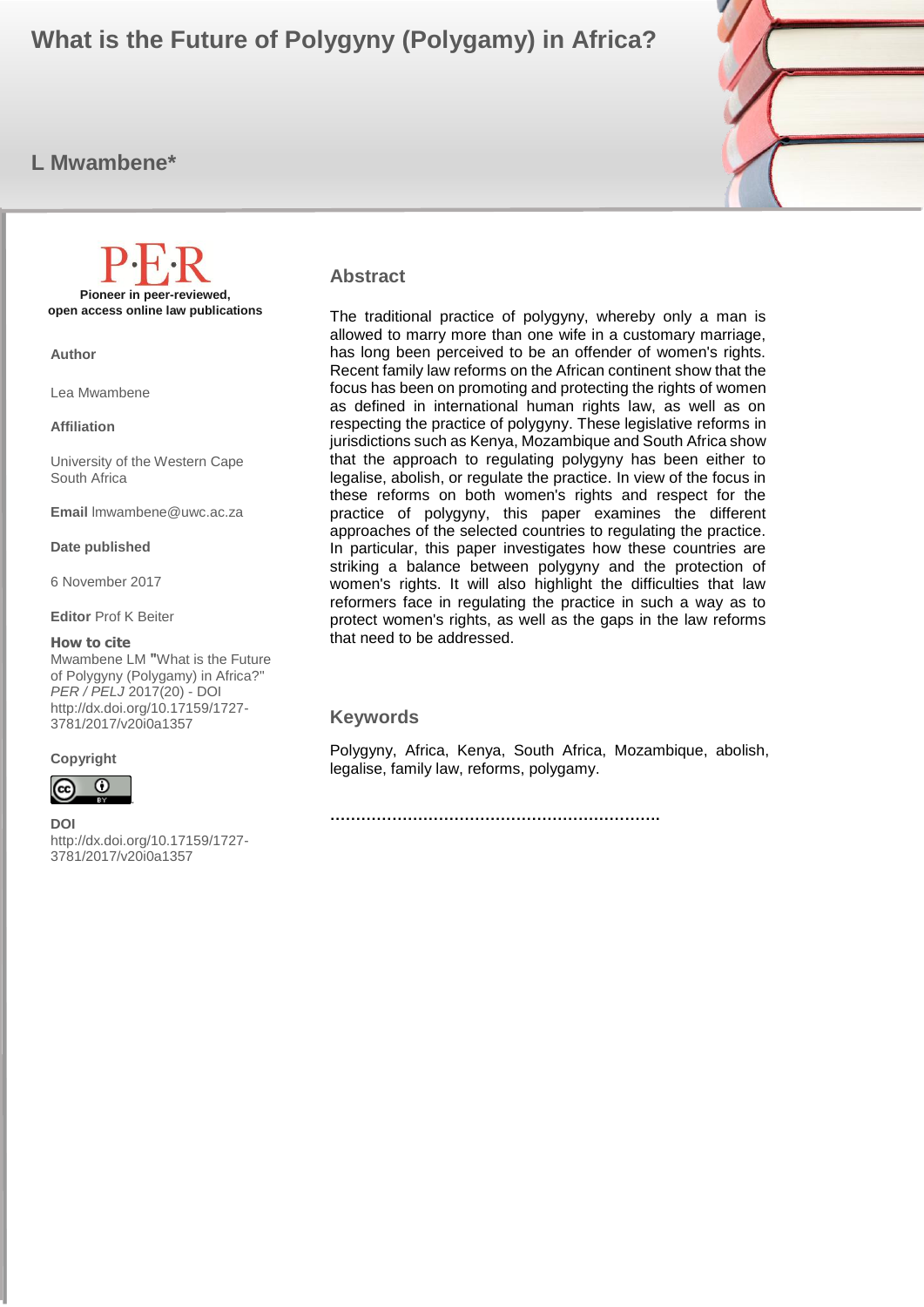# What is the Future of Polygyny (Polygamy) in Africa?

## L Mwambene*

**Pioneer in peer-reviewed, open access online law publications**

**Author**

Lea Mwambene

**Affiliation**

University of the Western Cape South Africa

**Email** lmwambene@uwc.ac.za

**Date published**

6 November 2017

**Editor** Prof K Beiter

**How to cite**

Mwambene LM **"**What is the Future of Polygyny (Polygamy) in Africa?" *PER / PELJ* 2017(20) - DOI http://dx.doi.org/10.17159/1727-3781/2017/v20i0a1357

**Copyright**

**DOI**

http://dx.doi.org/10.17159/1727-3781/2017/v20i0a1357

### Abstract

The traditional practice of polygyny, whereby only a man is allowed to marry more than one wife in a customary marriage, has long been perceived to be an offender of women's rights. Recent family law reforms on the African continent show that the focus has been on promoting and protecting the rights of women as defined in international human rights law, as well as on respecting the practice of polygyny. These legislative reforms in jurisdictions such as Kenya, Mozambique and South Africa show that the approach to regulating polygyny has been either to legalise, abolish, or regulate the practice. In view of the focus in these reforms on both women's rights and respect for the practice of polygyny, this paper examines the different approaches of the selected countries to regulating the practice. In particular, this paper investigates how these countries are striking a balance between polygyny and the protection of women's rights. It will also highlight the difficulties that law reformers face in regulating the practice in such a way as to protect women's rights, as well as the gaps in the law reforms that need to be addressed.

### Keywords

Polygyny, Africa, Kenya, South Africa, Mozambique, abolish, legalise, family law, reforms, polygamy.

……………………………………………………….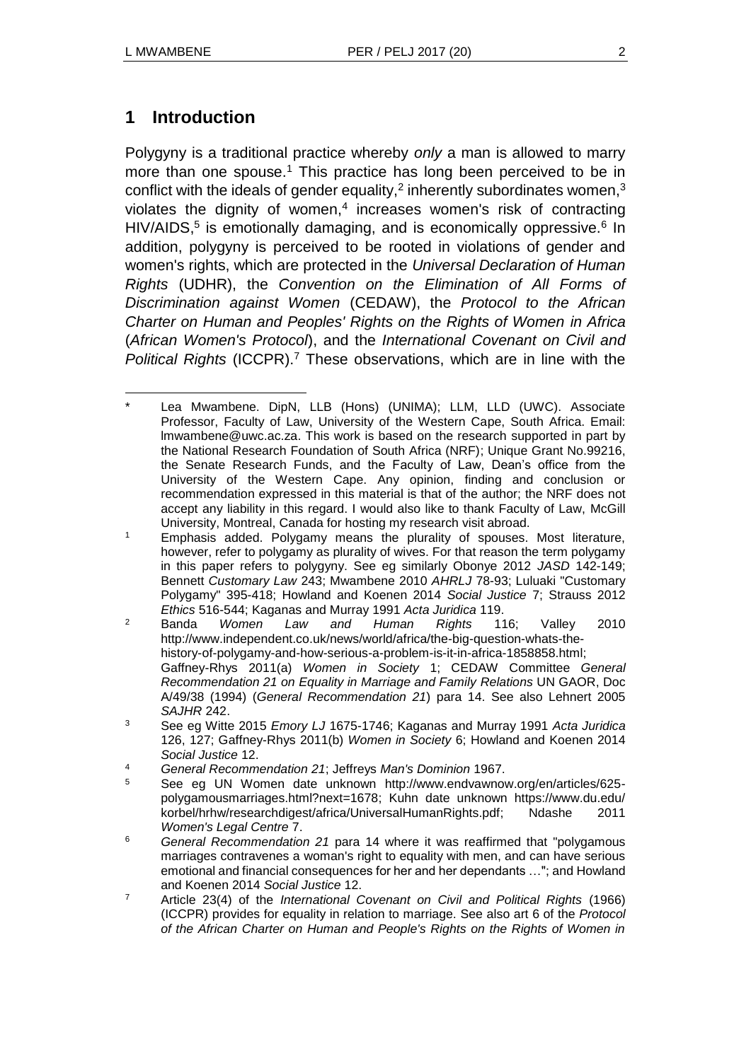## 1 Introduction

Polygyny is a traditional practice whereby *only* a man is allowed to marry more than one spouse.[1] This practice has long been perceived to be in conflict with the ideals of gender equality,[2] inherently subordinates women,[3] violates the dignity of women,[4] increases women's risk of contracting HIV/AIDS,[5] is emotionally damaging, and is economically oppressive.[6] In addition, polygyny is perceived to be rooted in violations of gender and women's rights, which are protected in the *Universal Declaration of Human Rights* (UDHR), the *Convention on the Elimination of All Forms of Discrimination against Women* (CEDAW), the *Protocol to the African Charter on Human and Peoples' Rights on the Rights of Women in Africa* (*African Women's Protocol*), and the *International Covenant on Civil and Political Rights* (ICCPR).[7] These observations, which are in line with the

---

\* Lea Mwambene. DipN, LLB (Hons) (UNIMA); LLM, LLD (UWC). Associate Professor, Faculty of Law, University of the Western Cape, South Africa. Email: lmwambene@uwc.ac.za. This work is based on the research supported in part by the National Research Foundation of South Africa (NRF); Unique Grant No.99216, the Senate Research Funds, and the Faculty of Law, Dean's office from the University of the Western Cape. Any opinion, finding and conclusion or recommendation expressed in this material is that of the author; the NRF does not accept any liability in this regard. I would also like to thank Faculty of Law, McGill University, Montreal, Canada for hosting my research visit abroad.

[1] Emphasis added. Polygamy means the plurality of spouses. Most literature, however, refer to polygamy as plurality of wives. For that reason the term polygamy in this paper refers to polygyny. See eg similarly Obonye 2012 *JASD* 142-149; Bennett *Customary Law* 243; Mwambene 2010 *AHRLJ* 78-93; Luluaki "Customary Polygamy" 395-418; Howland and Koenen 2014 *Social Justice* 7; Strauss 2012 *Ethics* 516-544; Kaganas and Murray 1991 *Acta Juridica* 119.

[2] Banda *Women Law and Human Rights* 116; Valley 2010 http://www.independent.co.uk/news/world/africa/the-big-question-whats-the-history-of-polygamy-and-how-serious-a-problem-is-it-in-africa-1858858.html; Gaffney-Rhys 2011(a) *Women in Society* 1; CEDAW Committee *General Recommendation 21 on Equality in Marriage and Family Relations* UN GAOR, Doc A/49/38 (1994) (*General Recommendation 21*) para 14. See also Lehnert 2005 *SAJHR* 242.

[3] See eg Witte 2015 *Emory LJ* 1675-1746; Kaganas and Murray 1991 *Acta Juridica* 126, 127; Gaffney-Rhys 2011(b) *Women in Society* 6; Howland and Koenen 2014 *Social Justice* 12.

[4] *General Recommendation 21*; Jeffreys *Man's Dominion* 1967.

[5] See eg UN Women date unknown http://www.endvawnow.org/en/articles/625-polygamousmarriages.html?next=1678; Kuhn date unknown https://www.du.edu/korbel/hrhw/researchdigest/africa/UniversalHumanRights.pdf; Ndashe 2011 *Women's Legal Centre* 7.

[6] *General Recommendation 21* para 14 where it was reaffirmed that "polygamous marriages contravenes a woman's right to equality with men, and can have serious emotional and financial consequences for her and her dependants …"; and Howland and Koenen 2014 *Social Justice* 12.

[7] Article 23(4) of the *International Covenant on Civil and Political Rights* (1966) (ICCPR) provides for equality in relation to marriage. See also art 6 of the *Protocol of the African Charter on Human and People's Rights on the Rights of Women in*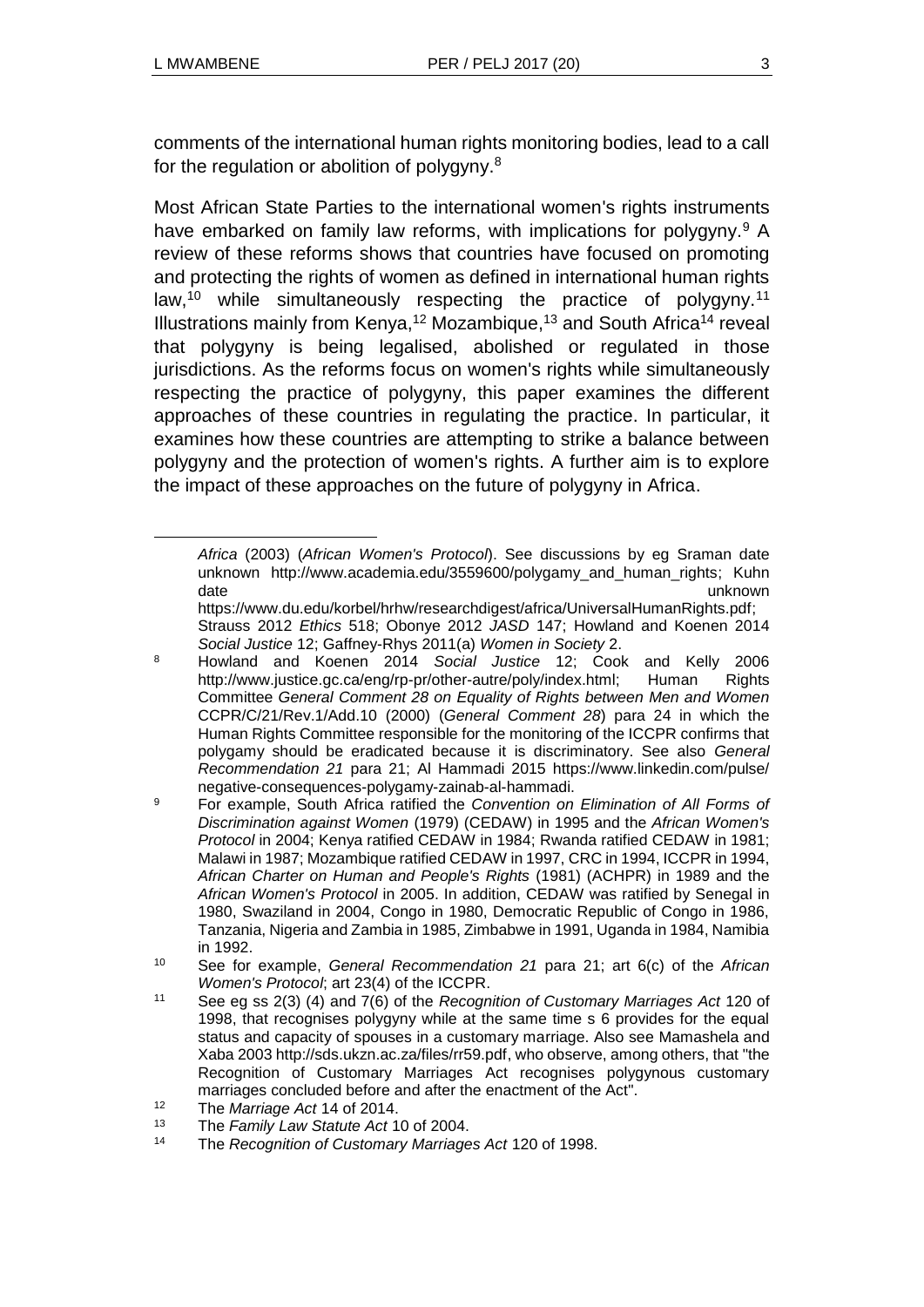comments of the international human rights monitoring bodies, lead to a call for the regulation or abolition of polygyny.[8]

Most African State Parties to the international women's rights instruments have embarked on family law reforms, with implications for polygyny.[9] A review of these reforms shows that countries have focused on promoting and protecting the rights of women as defined in international human rights law,[10] while simultaneously respecting the practice of polygyny.[11] Illustrations mainly from Kenya,[12] Mozambique,[13] and South Africa[14] reveal that polygyny is being legalised, abolished or regulated in those jurisdictions. As the reforms focus on women's rights while simultaneously respecting the practice of polygyny, this paper examines the different approaches of these countries in regulating the practice. In particular, it examines how these countries are attempting to strike a balance between polygyny and the protection of women's rights. A further aim is to explore the impact of these approaches on the future of polygyny in Africa.

---

*Africa* (2003) (*African Women's Protocol*). See discussions by eg Sraman date unknown http://www.academia.edu/3559600/polygamy_and_human_rights; Kuhn date unknown https://www.du.edu/korbel/hrhw/researchdigest/africa/UniversalHumanRights.pdf; Strauss 2012 *Ethics* 518; Obonye 2012 *JASD* 147; Howland and Koenen 2014 *Social Justice* 12; Gaffney-Rhys 2011(a) *Women in Society* 2.

8 Howland and Koenen 2014 *Social Justice* 12; Cook and Kelly 2006 http://www.justice.gc.ca/eng/rp-pr/other-autre/poly/index.html; Human Rights Committee *General Comment 28 on Equality of Rights between Men and Women* CCPR/C/21/Rev.1/Add.10 (2000) (*General Comment 28*) para 24 in which the Human Rights Committee responsible for the monitoring of the ICCPR confirms that polygamy should be eradicated because it is discriminatory. See also *General Recommendation 21* para 21; Al Hammadi 2015 https://www.linkedin.com/pulse/negative-consequences-polygamy-zainab-al-hammadi.

9 For example, South Africa ratified the *Convention on Elimination of All Forms of Discrimination against Women* (1979) (CEDAW) in 1995 and the *African Women's Protocol* in 2004; Kenya ratified CEDAW in 1984; Rwanda ratified CEDAW in 1981; Malawi in 1987; Mozambique ratified CEDAW in 1997, CRC in 1994, ICCPR in 1994, *African Charter on Human and People's Rights* (1981) (ACHPR) in 1989 and the *African Women's Protocol* in 2005. In addition, CEDAW was ratified by Senegal in 1980, Swaziland in 2004, Congo in 1980, Democratic Republic of Congo in 1986, Tanzania, Nigeria and Zambia in 1985, Zimbabwe in 1991, Uganda in 1984, Namibia in 1992.

10 See for example, *General Recommendation 21* para 21; art 6(c) of the *African Women's Protocol*; art 23(4) of the ICCPR.

11 See eg ss 2(3) (4) and 7(6) of the *Recognition of Customary Marriages Act* 120 of 1998, that recognises polygyny while at the same time s 6 provides for the equal status and capacity of spouses in a customary marriage. Also see Mamashela and Xaba 2003 http://sds.ukzn.ac.za/files/rr59.pdf, who observe, among others, that "the Recognition of Customary Marriages Act recognises polygynous customary marriages concluded before and after the enactment of the Act".

12 The *Marriage Act* 14 of 2014.

13 The *Family Law Statute Act* 10 of 2004.

14 The *Recognition of Customary Marriages Act* 120 of 1998.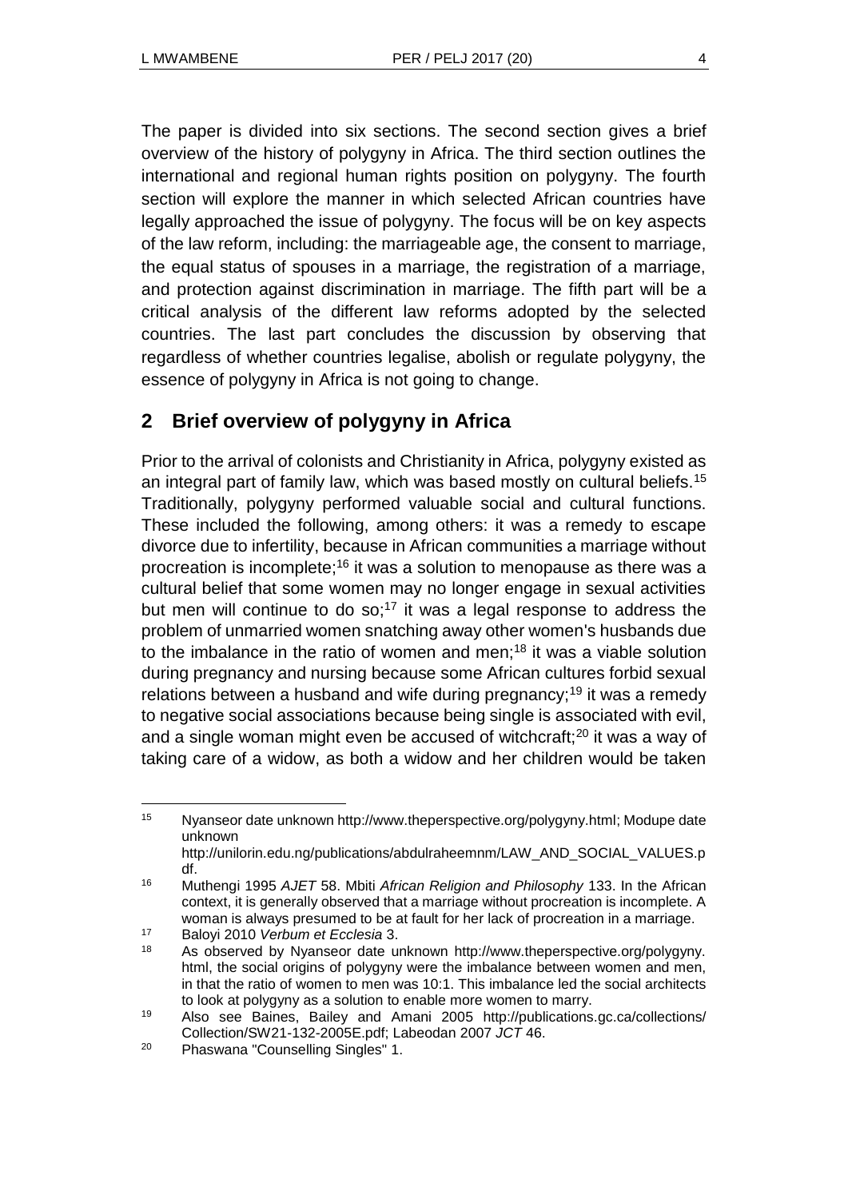The paper is divided into six sections. The second section gives a brief overview of the history of polygyny in Africa. The third section outlines the international and regional human rights position on polygyny. The fourth section will explore the manner in which selected African countries have legally approached the issue of polygyny. The focus will be on key aspects of the law reform, including: the marriageable age, the consent to marriage, the equal status of spouses in a marriage, the registration of a marriage, and protection against discrimination in marriage. The fifth part will be a critical analysis of the different law reforms adopted by the selected countries. The last part concludes the discussion by observing that regardless of whether countries legalise, abolish or regulate polygyny, the essence of polygyny in Africa is not going to change.

## 2 Brief overview of polygyny in Africa

Prior to the arrival of colonists and Christianity in Africa, polygyny existed as an integral part of family law, which was based mostly on cultural beliefs.[15] Traditionally, polygyny performed valuable social and cultural functions. These included the following, among others: it was a remedy to escape divorce due to infertility, because in African communities a marriage without procreation is incomplete;[16] it was a solution to menopause as there was a cultural belief that some women may no longer engage in sexual activities but men will continue to do so;[17] it was a legal response to address the problem of unmarried women snatching away other women's husbands due to the imbalance in the ratio of women and men;[18] it was a viable solution during pregnancy and nursing because some African cultures forbid sexual relations between a husband and wife during pregnancy;[19] it was a remedy to negative social associations because being single is associated with evil, and a single woman might even be accused of witchcraft;[20] it was a way of taking care of a widow, as both a widow and her children would be taken

---

[15] Nyanseor date unknown http://www.theperspective.org/polygyny.html; Modupe date unknown http://unilorin.edu.ng/publications/abdulraheemnm/LAW_AND_SOCIAL_VALUES.pdf.

[16] Muthengi 1995 *AJET* 58. Mbiti *African Religion and Philosophy* 133. In the African context, it is generally observed that a marriage without procreation is incomplete. A woman is always presumed to be at fault for her lack of procreation in a marriage.

[17] Baloyi 2010 *Verbum et Ecclesia* 3.

[18] As observed by Nyanseor date unknown http://www.theperspective.org/polygyny.html, the social origins of polygyny were the imbalance between women and men, in that the ratio of women to men was 10:1. This imbalance led the social architects to look at polygyny as a solution to enable more women to marry.

[19] Also see Baines, Bailey and Amani 2005 http://publications.gc.ca/collections/Collection/SW21-132-2005E.pdf; Labeodan 2007 *JCT* 46.

[20] Phaswana "Counselling Singles" 1.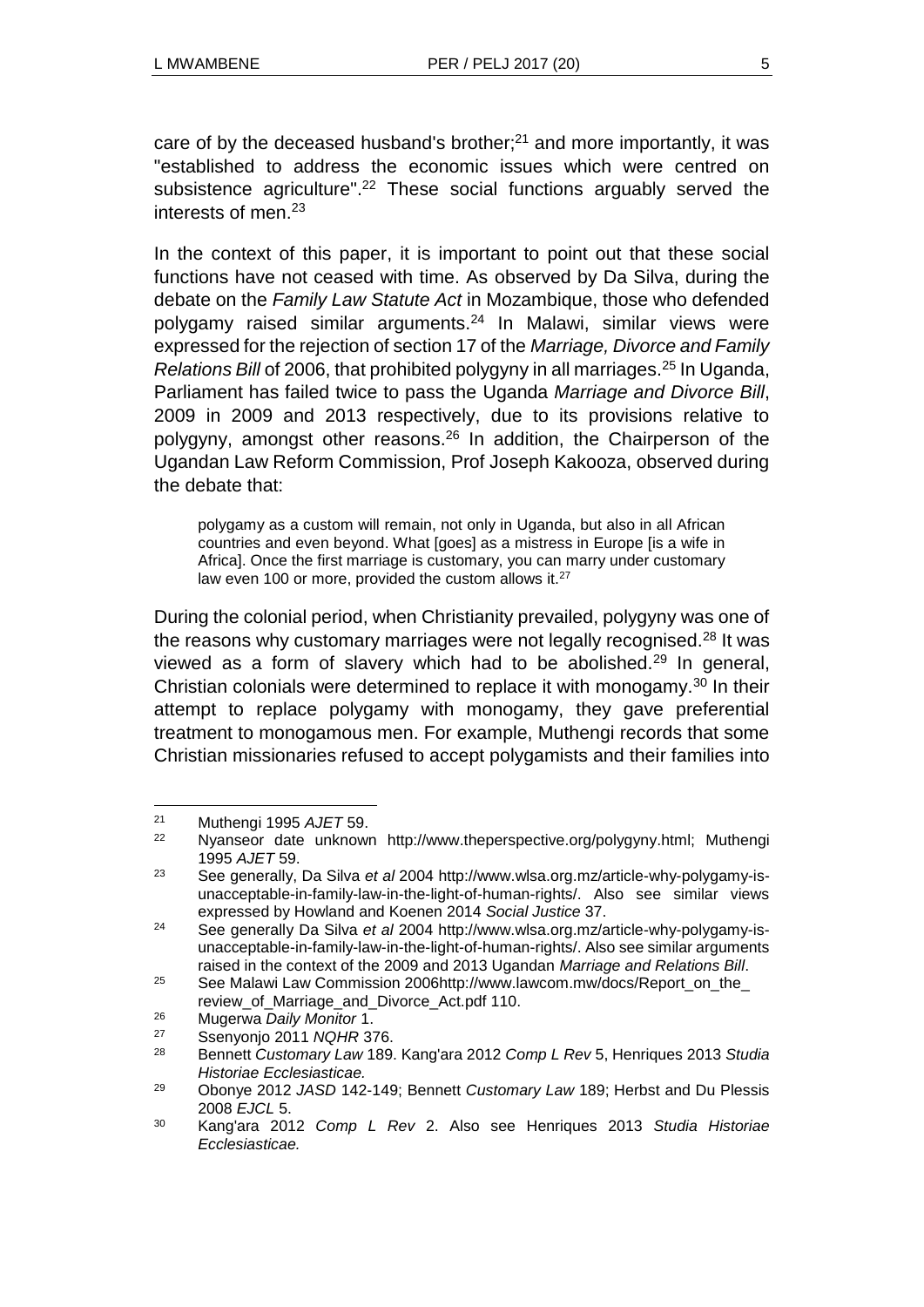care of by the deceased husband's brother;[21] and more importantly, it was "established to address the economic issues which were centred on subsistence agriculture".[22] These social functions arguably served the interests of men.[23]

In the context of this paper, it is important to point out that these social functions have not ceased with time. As observed by Da Silva, during the debate on the *Family Law Statute Act* in Mozambique, those who defended polygamy raised similar arguments.[24] In Malawi, similar views were expressed for the rejection of section 17 of the *Marriage, Divorce and Family Relations Bill* of 2006, that prohibited polygyny in all marriages.[25] In Uganda, Parliament has failed twice to pass the Uganda *Marriage and Divorce Bill*, 2009 in 2009 and 2013 respectively, due to its provisions relative to polygyny, amongst other reasons.[26] In addition, the Chairperson of the Ugandan Law Reform Commission, Prof Joseph Kakooza, observed during the debate that:

> polygamy as a custom will remain, not only in Uganda, but also in all African countries and even beyond. What [goes] as a mistress in Europe [is a wife in Africa]. Once the first marriage is customary, you can marry under customary law even 100 or more, provided the custom allows it.[27]

During the colonial period, when Christianity prevailed, polygyny was one of the reasons why customary marriages were not legally recognised.[28] It was viewed as a form of slavery which had to be abolished.[29] In general, Christian colonials were determined to replace it with monogamy.[30] In their attempt to replace polygamy with monogamy, they gave preferential treatment to monogamous men. For example, Muthengi records that some Christian missionaries refused to accept polygamists and their families into

---

[21] Muthengi 1995 *AJET* 59.

[22] Nyanseor date unknown http://www.theperspective.org/polygyny.html; Muthengi 1995 *AJET* 59.

[23] See generally, Da Silva *et al* 2004 http://www.wlsa.org.mz/article-why-polygamy-is-unacceptable-in-family-law-in-the-light-of-human-rights/. Also see similar views expressed by Howland and Koenen 2014 *Social Justice* 37.

[24] See generally Da Silva *et al* 2004 http://www.wlsa.org.mz/article-why-polygamy-is-unacceptable-in-family-law-in-the-light-of-human-rights/. Also see similar arguments raised in the context of the 2009 and 2013 Ugandan *Marriage and Relations Bill*.

[25] See Malawi Law Commission 2006http://www.lawcom.mw/docs/Report_on_the_review_of_Marriage_and_Divorce_Act.pdf 110.

[26] Mugerwa *Daily Monitor* 1.

[27] Ssenyonjo 2011 *NQHR* 376.

[28] Bennett *Customary Law* 189. Kang'ara 2012 *Comp L Rev* 5, Henriques 2013 *Studia Historiae Ecclesiasticae.*

[29] Obonye 2012 *JASD* 142-149; Bennett *Customary Law* 189; Herbst and Du Plessis 2008 *EJCL* 5.

[30] Kang'ara 2012 *Comp L Rev* 2. Also see Henriques 2013 *Studia Historiae Ecclesiasticae.*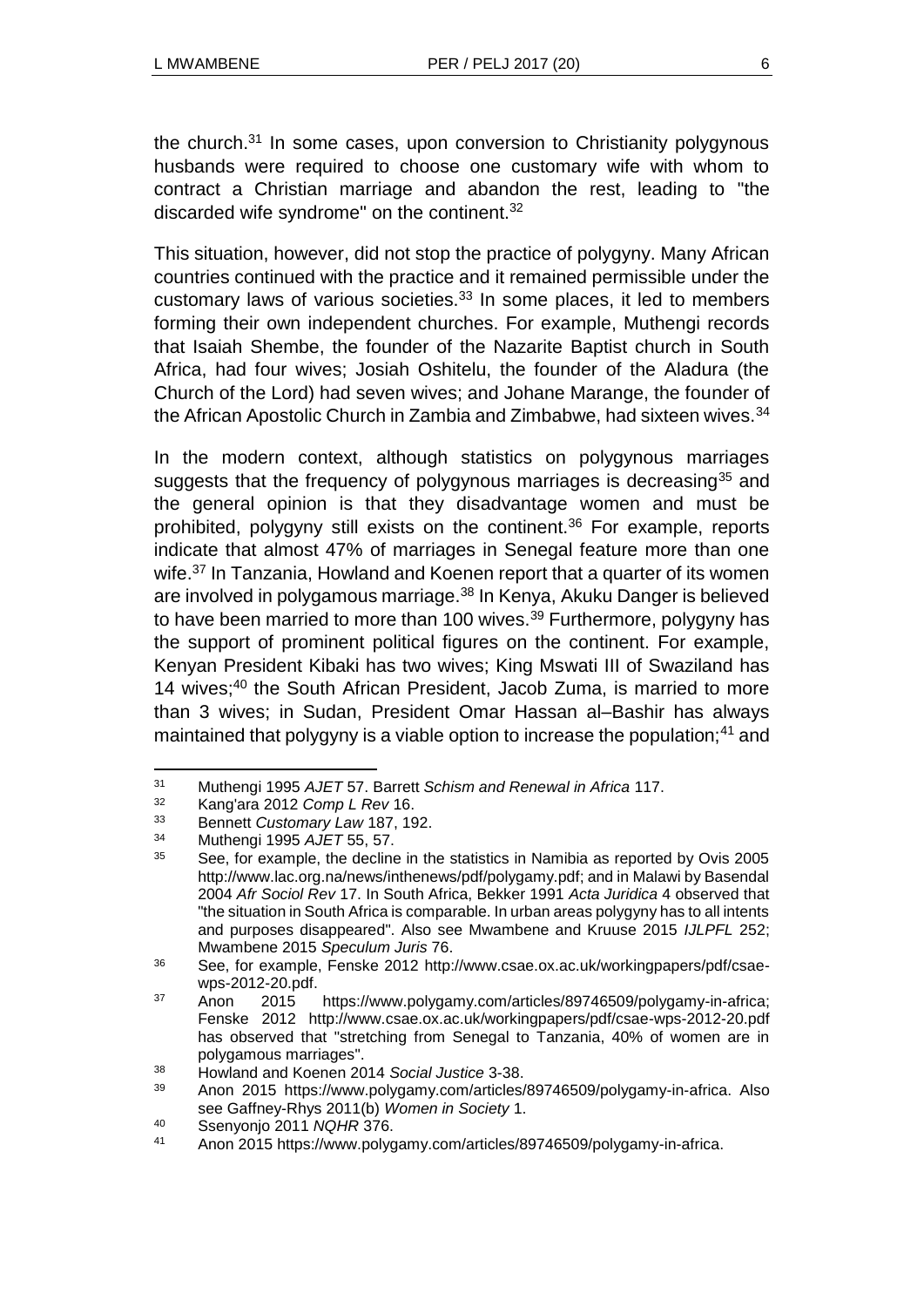the church.[31] In some cases, upon conversion to Christianity polygynous husbands were required to choose one customary wife with whom to contract a Christian marriage and abandon the rest, leading to "the discarded wife syndrome" on the continent.[32]

This situation, however, did not stop the practice of polygyny. Many African countries continued with the practice and it remained permissible under the customary laws of various societies.[33] In some places, it led to members forming their own independent churches. For example, Muthengi records that Isaiah Shembe, the founder of the Nazarite Baptist church in South Africa, had four wives; Josiah Oshitelu, the founder of the Aladura (the Church of the Lord) had seven wives; and Johane Marange, the founder of the African Apostolic Church in Zambia and Zimbabwe, had sixteen wives.[34]

In the modern context, although statistics on polygynous marriages suggests that the frequency of polygynous marriages is decreasing[35] and the general opinion is that they disadvantage women and must be prohibited, polygyny still exists on the continent.[36] For example, reports indicate that almost 47% of marriages in Senegal feature more than one wife.[37] In Tanzania, Howland and Koenen report that a quarter of its women are involved in polygamous marriage.[38] In Kenya, Akuku Danger is believed to have been married to more than 100 wives.[39] Furthermore, polygyny has the support of prominent political figures on the continent. For example, Kenyan President Kibaki has two wives; King Mswati III of Swaziland has 14 wives;[40] the South African President, Jacob Zuma, is married to more than 3 wives; in Sudan, President Omar Hassan al–Bashir has always maintained that polygyny is a viable option to increase the population;[41] and

---

[31] Muthengi 1995 *AJET* 57. Barrett *Schism and Renewal in Africa* 117.

[32] Kang'ara 2012 *Comp L Rev* 16.

[33] Bennett *Customary Law* 187, 192.

[34] Muthengi 1995 *AJET* 55, 57.

[35] See, for example, the decline in the statistics in Namibia as reported by Ovis 2005 http://www.lac.org.na/news/inthenews/pdf/polygamy.pdf; and in Malawi by Basendal 2004 *Afr Sociol Rev* 17. In South Africa, Bekker 1991 *Acta Juridica* 4 observed that "the situation in South Africa is comparable. In urban areas polygyny has to all intents and purposes disappeared". Also see Mwambene and Kruuse 2015 *IJLPFL* 252; Mwambene 2015 *Speculum Juris* 76.

[36] See, for example, Fenske 2012 http://www.csae.ox.ac.uk/workingpapers/pdf/csae-wps-2012-20.pdf.

[37] Anon 2015 https://www.polygamy.com/articles/89746509/polygamy-in-africa; Fenske 2012 http://www.csae.ox.ac.uk/workingpapers/pdf/csae-wps-2012-20.pdf has observed that "stretching from Senegal to Tanzania, 40% of women are in polygamous marriages".

[38] Howland and Koenen 2014 *Social Justice* 3-38.

[39] Anon 2015 https://www.polygamy.com/articles/89746509/polygamy-in-africa. Also see Gaffney-Rhys 2011(b) *Women in Society* 1.

[40] Ssenyonjo 2011 *NQHR* 376.

[41] Anon 2015 https://www.polygamy.com/articles/89746509/polygamy-in-africa.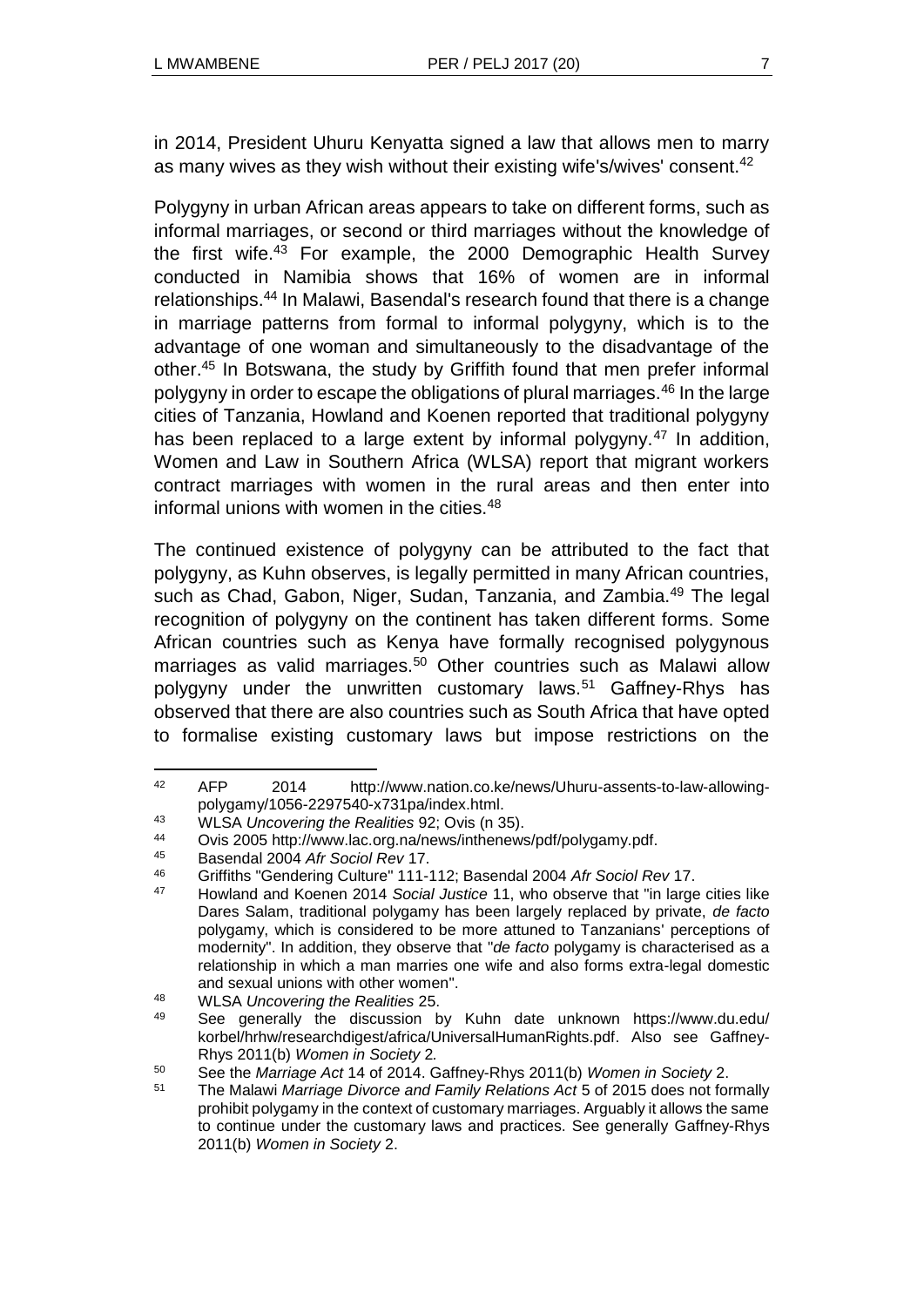in 2014, President Uhuru Kenyatta signed a law that allows men to marry as many wives as they wish without their existing wife's/wives' consent.[42]

Polygyny in urban African areas appears to take on different forms, such as informal marriages, or second or third marriages without the knowledge of the first wife.[43] For example, the 2000 Demographic Health Survey conducted in Namibia shows that 16% of women are in informal relationships.[44] In Malawi, Basendal's research found that there is a change in marriage patterns from formal to informal polygyny, which is to the advantage of one woman and simultaneously to the disadvantage of the other.[45] In Botswana, the study by Griffith found that men prefer informal polygyny in order to escape the obligations of plural marriages.[46] In the large cities of Tanzania, Howland and Koenen reported that traditional polygyny has been replaced to a large extent by informal polygyny.[47] In addition, Women and Law in Southern Africa (WLSA) report that migrant workers contract marriages with women in the rural areas and then enter into informal unions with women in the cities.[48]

The continued existence of polygyny can be attributed to the fact that polygyny, as Kuhn observes, is legally permitted in many African countries, such as Chad, Gabon, Niger, Sudan, Tanzania, and Zambia.[49] The legal recognition of polygyny on the continent has taken different forms. Some African countries such as Kenya have formally recognised polygynous marriages as valid marriages.[50] Other countries such as Malawi allow polygyny under the unwritten customary laws.[51] Gaffney-Rhys has observed that there are also countries such as South Africa that have opted to formalise existing customary laws but impose restrictions on the

---

[42] AFP 2014 http://www.nation.co.ke/news/Uhuru-assents-to-law-allowing-polygamy/1056-2297540-x731pa/index.html.

[43] WLSA *Uncovering the Realities* 92; Ovis (n 35).

[44] Ovis 2005 http://www.lac.org.na/news/inthenews/pdf/polygamy.pdf.

[45] Basendal 2004 *Afr Sociol Rev* 17.

[46] Griffiths "Gendering Culture" 111-112; Basendal 2004 *Afr Sociol Rev* 17.

[47] Howland and Koenen 2014 *Social Justice* 11, who observe that "in large cities like Dares Salam, traditional polygamy has been largely replaced by private, *de facto* polygamy, which is considered to be more attuned to Tanzanians' perceptions of modernity". In addition, they observe that "*de facto* polygamy is characterised as a relationship in which a man marries one wife and also forms extra-legal domestic and sexual unions with other women".

[48] WLSA *Uncovering the Realities* 25.

[49] See generally the discussion by Kuhn date unknown https://www.du.edu/korbel/hrhw/researchdigest/africa/UniversalHumanRights.pdf. Also see Gaffney-Rhys 2011(b) *Women in Society* 2*.*

[50] See the *Marriage Act* 14 of 2014. Gaffney-Rhys 2011(b) *Women in Society* 2.

[51] The Malawi *Marriage Divorce and Family Relations Act* 5 of 2015 does not formally prohibit polygamy in the context of customary marriages. Arguably it allows the same to continue under the customary laws and practices. See generally Gaffney-Rhys 2011(b) *Women in Society* 2.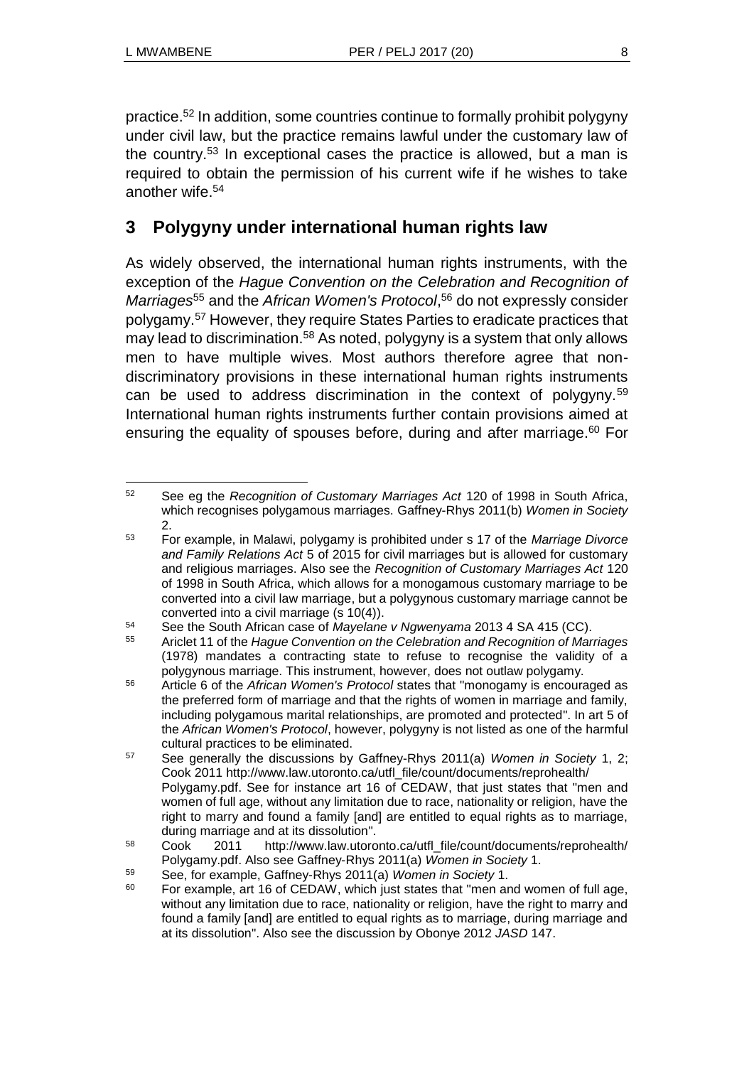practice.[52] In addition, some countries continue to formally prohibit polygyny under civil law, but the practice remains lawful under the customary law of the country.[53] In exceptional cases the practice is allowed, but a man is required to obtain the permission of his current wife if he wishes to take another wife.[54]

## 3 Polygyny under international human rights law

As widely observed, the international human rights instruments, with the exception of the *Hague Convention on the Celebration and Recognition of Marriages*[55] and the *African Women's Protocol*,[56] do not expressly consider polygamy.[57] However, they require States Parties to eradicate practices that may lead to discrimination.[58] As noted, polygyny is a system that only allows men to have multiple wives. Most authors therefore agree that non-discriminatory provisions in these international human rights instruments can be used to address discrimination in the context of polygyny.[59] International human rights instruments further contain provisions aimed at ensuring the equality of spouses before, during and after marriage.[60] For

---

[52] See eg the *Recognition of Customary Marriages Act* 120 of 1998 in South Africa, which recognises polygamous marriages. Gaffney-Rhys 2011(b) *Women in Society* 2.

[53] For example, in Malawi, polygamy is prohibited under s 17 of the *Marriage Divorce and Family Relations Act* 5 of 2015 for civil marriages but is allowed for customary and religious marriages. Also see the *Recognition of Customary Marriages Act* 120 of 1998 in South Africa, which allows for a monogamous customary marriage to be converted into a civil law marriage, but a polygynous customary marriage cannot be converted into a civil marriage (s 10(4)).

[54] See the South African case of *Mayelane v Ngwenyama* 2013 4 SA 415 (CC).

[55] Ariclet 11 of the *Hague Convention on the Celebration and Recognition of Marriages* (1978) mandates a contracting state to refuse to recognise the validity of a polygynous marriage. This instrument, however, does not outlaw polygamy.

[56] Article 6 of the *African Women's Protocol* states that "monogamy is encouraged as the preferred form of marriage and that the rights of women in marriage and family, including polygamous marital relationships, are promoted and protected". In art 5 of the *African Women's Protocol*, however, polygyny is not listed as one of the harmful cultural practices to be eliminated.

[57] See generally the discussions by Gaffney-Rhys 2011(a) *Women in Society* 1, 2; Cook 2011 http://www.law.utoronto.ca/utfl_file/count/documents/reprohealth/Polygamy.pdf. See for instance art 16 of CEDAW, that just states that "men and women of full age, without any limitation due to race, nationality or religion, have the right to marry and found a family [and] are entitled to equal rights as to marriage, during marriage and at its dissolution".

[58] Cook 2011 http://www.law.utoronto.ca/utfl_file/count/documents/reprohealth/Polygamy.pdf. Also see Gaffney-Rhys 2011(a) *Women in Society* 1.

[59] See, for example, Gaffney-Rhys 2011(a) *Women in Society* 1.

[60] For example, art 16 of CEDAW, which just states that "men and women of full age, without any limitation due to race, nationality or religion, have the right to marry and found a family [and] are entitled to equal rights as to marriage, during marriage and at its dissolution". Also see the discussion by Obonye 2012 *JASD* 147.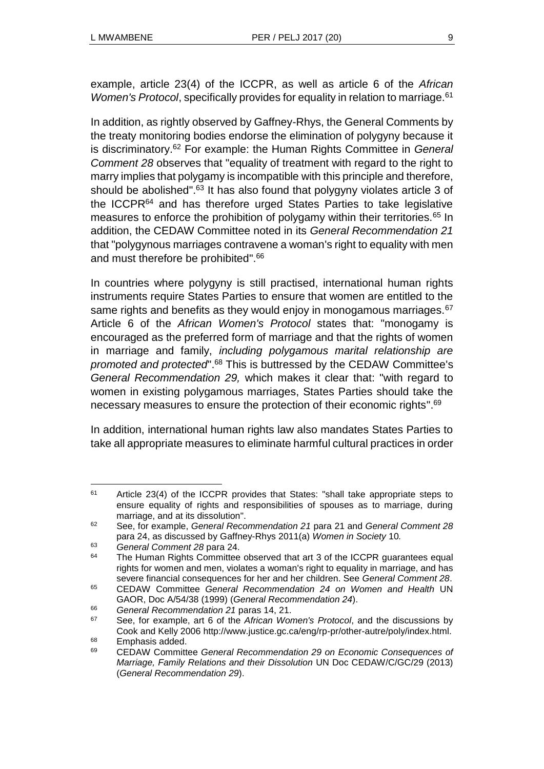example, article 23(4) of the ICCPR, as well as article 6 of the *African Women's Protocol*, specifically provides for equality in relation to marriage.[61]

In addition, as rightly observed by Gaffney-Rhys, the General Comments by the treaty monitoring bodies endorse the elimination of polygyny because it is discriminatory.[62] For example: the Human Rights Committee in *General Comment 28* observes that "equality of treatment with regard to the right to marry implies that polygamy is incompatible with this principle and therefore, should be abolished".[63] It has also found that polygyny violates article 3 of the ICCPR[64] and has therefore urged States Parties to take legislative measures to enforce the prohibition of polygamy within their territories.[65] In addition, the CEDAW Committee noted in its *General Recommendation 21* that "polygynous marriages contravene a woman's right to equality with men and must therefore be prohibited".[66]

In countries where polygyny is still practised, international human rights instruments require States Parties to ensure that women are entitled to the same rights and benefits as they would enjoy in monogamous marriages.[67] Article 6 of the *African Women's Protocol* states that: "monogamy is encouraged as the preferred form of marriage and that the rights of women in marriage and family, *including polygamous marital relationship are promoted and protected*".[68] This is buttressed by the CEDAW Committee's *General Recommendation 29,* which makes it clear that: "with regard to women in existing polygamous marriages, States Parties should take the necessary measures to ensure the protection of their economic rights".[69]

In addition, international human rights law also mandates States Parties to take all appropriate measures to eliminate harmful cultural practices in order

---

[61] Article 23(4) of the ICCPR provides that States: "shall take appropriate steps to ensure equality of rights and responsibilities of spouses as to marriage, during marriage, and at its dissolution".

[62] See, for example, *General Recommendation 21* para 21 and *General Comment 28* para 24, as discussed by Gaffney-Rhys 2011(a) *Women in Society* 10*.*

[63] *General Comment 28* para 24.

[64] The Human Rights Committee observed that art 3 of the ICCPR guarantees equal rights for women and men, violates a woman's right to equality in marriage, and has severe financial consequences for her and her children. See *General Comment 28*.

[65] CEDAW Committee *General Recommendation 24 on Women and Health* UN GAOR, Doc A/54/38 (1999) (*General Recommendation 24*).

[66] *General Recommendation 21* paras 14, 21.

[67] See, for example, art 6 of the *African Women's Protocol*, and the discussions by Cook and Kelly 2006 http://www.justice.gc.ca/eng/rp-pr/other-autre/poly/index.html.

[68] Emphasis added.

[69] CEDAW Committee *General Recommendation 29 on Economic Consequences of Marriage, Family Relations and their Dissolution* UN Doc CEDAW/C/GC/29 (2013) (*General Recommendation 29*).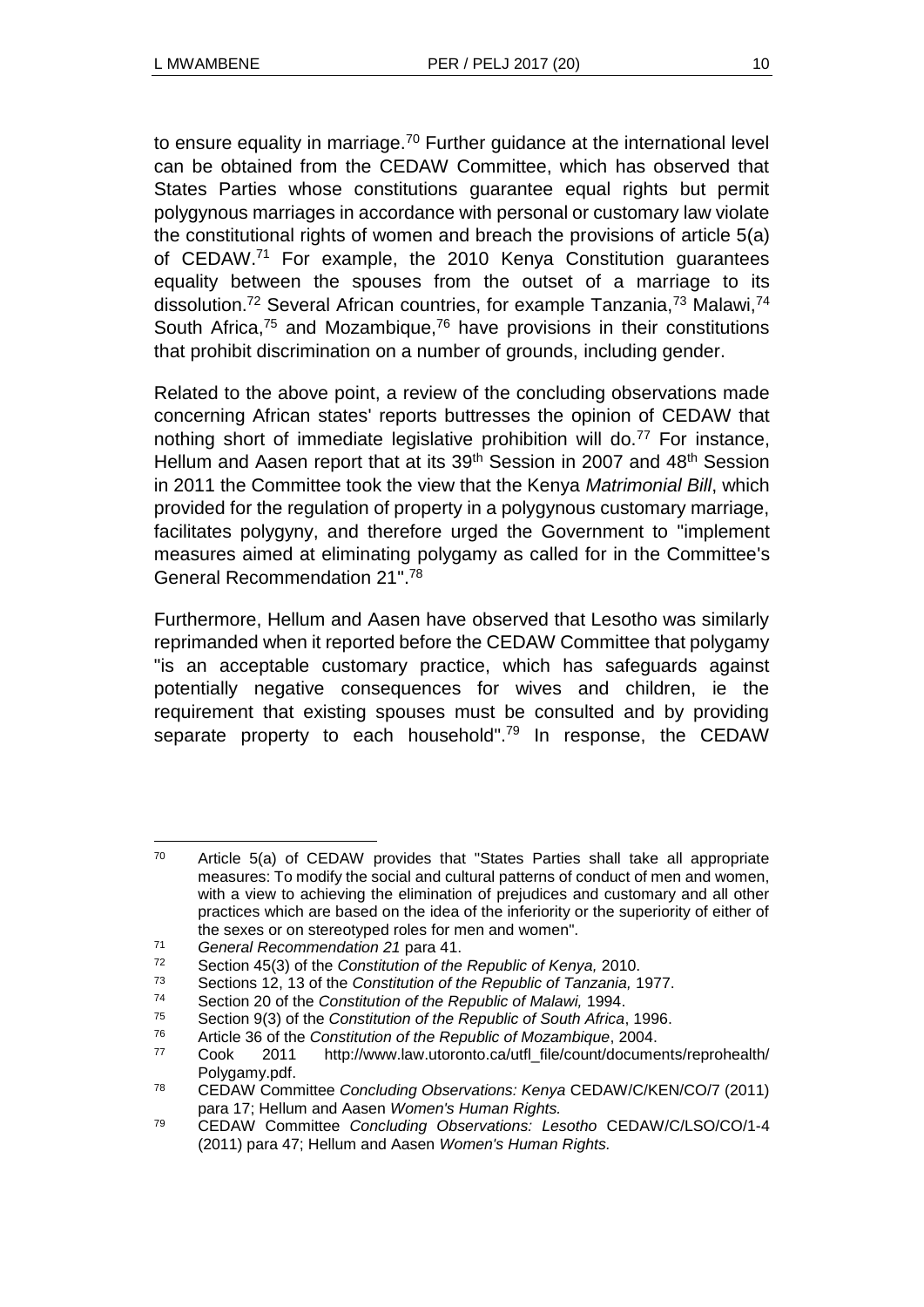to ensure equality in marriage.[70] Further guidance at the international level can be obtained from the CEDAW Committee, which has observed that States Parties whose constitutions guarantee equal rights but permit polygynous marriages in accordance with personal or customary law violate the constitutional rights of women and breach the provisions of article 5(a) of CEDAW.[71] For example, the 2010 Kenya Constitution guarantees equality between the spouses from the outset of a marriage to its dissolution.[72] Several African countries, for example Tanzania,[73] Malawi,[74] South Africa,[75] and Mozambique,[76] have provisions in their constitutions that prohibit discrimination on a number of grounds, including gender.

Related to the above point, a review of the concluding observations made concerning African states' reports buttresses the opinion of CEDAW that nothing short of immediate legislative prohibition will do.[77] For instance, Hellum and Aasen report that at its 39th Session in 2007 and 48th Session in 2011 the Committee took the view that the Kenya *Matrimonial Bill*, which provided for the regulation of property in a polygynous customary marriage, facilitates polygyny, and therefore urged the Government to "implement measures aimed at eliminating polygamy as called for in the Committee's General Recommendation 21".[78]

Furthermore, Hellum and Aasen have observed that Lesotho was similarly reprimanded when it reported before the CEDAW Committee that polygamy "is an acceptable customary practice, which has safeguards against potentially negative consequences for wives and children, ie the requirement that existing spouses must be consulted and by providing separate property to each household".[79] In response, the CEDAW

---

[70] Article 5(a) of CEDAW provides that "States Parties shall take all appropriate measures: To modify the social and cultural patterns of conduct of men and women, with a view to achieving the elimination of prejudices and customary and all other practices which are based on the idea of the inferiority or the superiority of either of the sexes or on stereotyped roles for men and women".

[71] *General Recommendation 21* para 41.

[72] Section 45(3) of the *Constitution of the Republic of Kenya,* 2010.

[73] Sections 12, 13 of the *Constitution of the Republic of Tanzania,* 1977.

[74] Section 20 of the *Constitution of the Republic of Malawi,* 1994.

[75] Section 9(3) of the *Constitution of the Republic of South Africa*, 1996.

[76] Article 36 of the *Constitution of the Republic of Mozambique*, 2004.

[77] Cook 2011 http://www.law.utoronto.ca/utfl_file/count/documents/reprohealth/Polygamy.pdf.

[78] CEDAW Committee *Concluding Observations: Kenya* CEDAW/C/KEN/CO/7 (2011) para 17; Hellum and Aasen *Women's Human Rights.*

[79] CEDAW Committee *Concluding Observations: Lesotho* CEDAW/C/LSO/CO/1-4 (2011) para 47; Hellum and Aasen *Women's Human Rights.*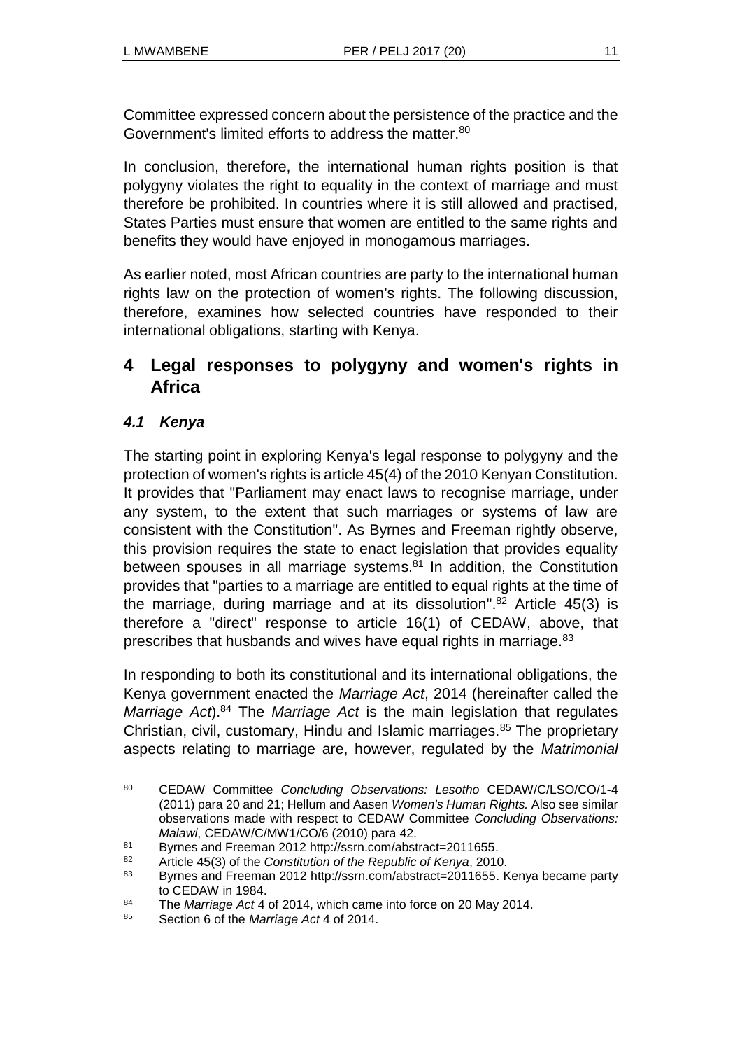Committee expressed concern about the persistence of the practice and the Government's limited efforts to address the matter.[80]

In conclusion, therefore, the international human rights position is that polygyny violates the right to equality in the context of marriage and must therefore be prohibited. In countries where it is still allowed and practised, States Parties must ensure that women are entitled to the same rights and benefits they would have enjoyed in monogamous marriages.

As earlier noted, most African countries are party to the international human rights law on the protection of women's rights. The following discussion, therefore, examines how selected countries have responded to their international obligations, starting with Kenya.

## 4 Legal responses to polygyny and women's rights in Africa

### *4.1 Kenya*

The starting point in exploring Kenya's legal response to polygyny and the protection of women's rights is article 45(4) of the 2010 Kenyan Constitution. It provides that "Parliament may enact laws to recognise marriage, under any system, to the extent that such marriages or systems of law are consistent with the Constitution". As Byrnes and Freeman rightly observe, this provision requires the state to enact legislation that provides equality between spouses in all marriage systems.[81] In addition, the Constitution provides that "parties to a marriage are entitled to equal rights at the time of the marriage, during marriage and at its dissolution".[82] Article 45(3) is therefore a "direct" response to article 16(1) of CEDAW, above, that prescribes that husbands and wives have equal rights in marriage.[83]

In responding to both its constitutional and its international obligations, the Kenya government enacted the *Marriage Act*, 2014 (hereinafter called the *Marriage Act*).[84] The *Marriage Act* is the main legislation that regulates Christian, civil, customary, Hindu and Islamic marriages.[85] The proprietary aspects relating to marriage are, however, regulated by the *Matrimonial*

---

[80] CEDAW Committee *Concluding Observations: Lesotho* CEDAW/C/LSO/CO/1-4 (2011) para 20 and 21; Hellum and Aasen *Women's Human Rights.* Also see similar observations made with respect to CEDAW Committee *Concluding Observations: Malawi*, CEDAW/C/MW1/CO/6 (2010) para 42.

[81] Byrnes and Freeman 2012 http://ssrn.com/abstract=2011655.

[82] Article 45(3) of the *Constitution of the Republic of Kenya*, 2010.

[83] Byrnes and Freeman 2012 http://ssrn.com/abstract=2011655. Kenya became party to CEDAW in 1984.

[84] The *Marriage Act* 4 of 2014, which came into force on 20 May 2014.

[85] Section 6 of the *Marriage Act* 4 of 2014.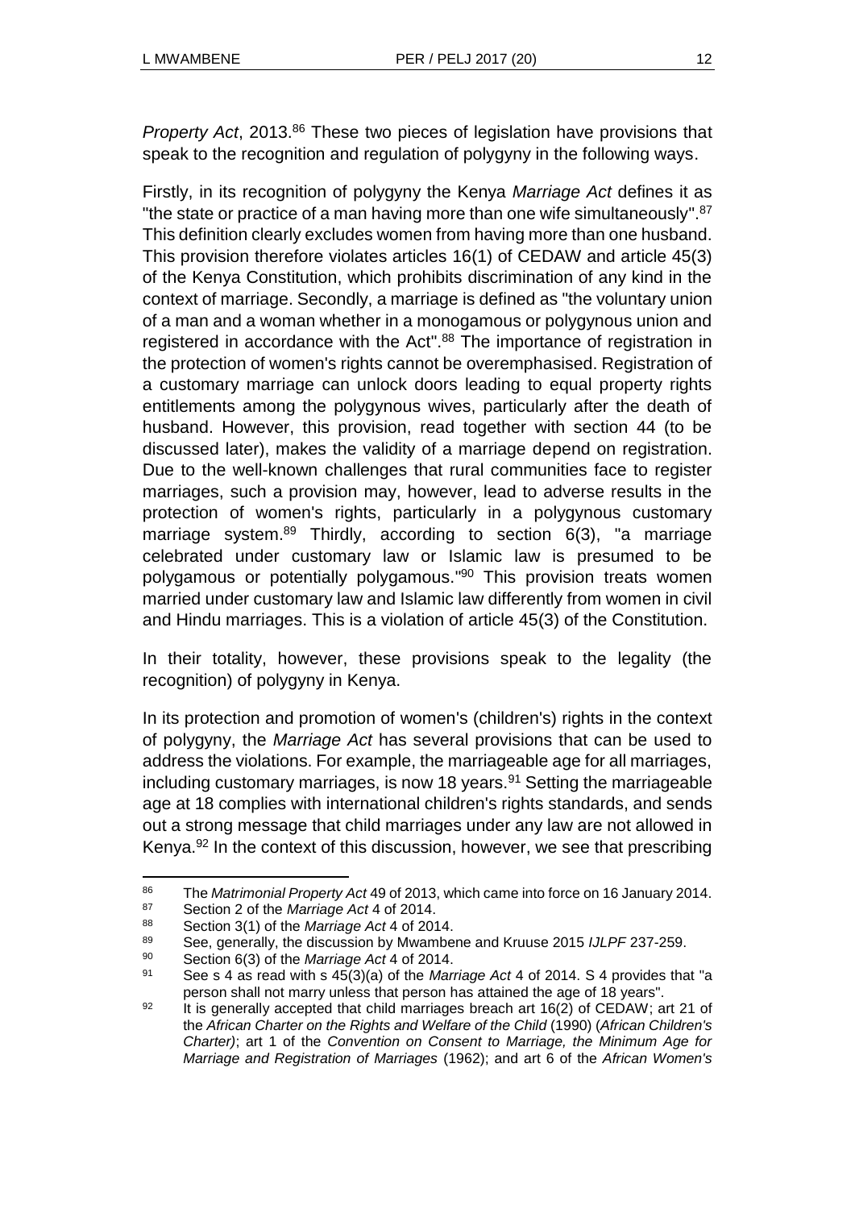*Property Act*, 2013.[86] These two pieces of legislation have provisions that speak to the recognition and regulation of polygyny in the following ways.

Firstly, in its recognition of polygyny the Kenya *Marriage Act* defines it as "the state or practice of a man having more than one wife simultaneously".[87] This definition clearly excludes women from having more than one husband. This provision therefore violates articles 16(1) of CEDAW and article 45(3) of the Kenya Constitution, which prohibits discrimination of any kind in the context of marriage. Secondly, a marriage is defined as "the voluntary union of a man and a woman whether in a monogamous or polygynous union and registered in accordance with the Act".[88] The importance of registration in the protection of women's rights cannot be overemphasised. Registration of a customary marriage can unlock doors leading to equal property rights entitlements among the polygynous wives, particularly after the death of husband. However, this provision, read together with section 44 (to be discussed later), makes the validity of a marriage depend on registration. Due to the well-known challenges that rural communities face to register marriages, such a provision may, however, lead to adverse results in the protection of women's rights, particularly in a polygynous customary marriage system.[89] Thirdly, according to section 6(3), "a marriage celebrated under customary law or Islamic law is presumed to be polygamous or potentially polygamous."[90] This provision treats women married under customary law and Islamic law differently from women in civil and Hindu marriages. This is a violation of article 45(3) of the Constitution.

In their totality, however, these provisions speak to the legality (the recognition) of polygyny in Kenya.

In its protection and promotion of women's (children's) rights in the context of polygyny, the *Marriage Act* has several provisions that can be used to address the violations. For example, the marriageable age for all marriages, including customary marriages, is now 18 years.[91] Setting the marriageable age at 18 complies with international children's rights standards, and sends out a strong message that child marriages under any law are not allowed in Kenya.[92] In the context of this discussion, however, we see that prescribing

---

86 The *Matrimonial Property Act* 49 of 2013, which came into force on 16 January 2014.

87 Section 2 of the *Marriage Act* 4 of 2014.

88 Section 3(1) of the *Marriage Act* 4 of 2014.

89 See, generally, the discussion by Mwambene and Kruuse 2015 *IJLPF* 237-259.

90 Section 6(3) of the *Marriage Act* 4 of 2014.

91 See s 4 as read with s 45(3)(a) of the *Marriage Act* 4 of 2014. S 4 provides that "a person shall not marry unless that person has attained the age of 18 years".

92 It is generally accepted that child marriages breach art 16(2) of CEDAW; art 21 of the *African Charter on the Rights and Welfare of the Child* (1990) (*African Children's Charter)*; art 1 of the *Convention on Consent to Marriage, the Minimum Age for Marriage and Registration of Marriages* (1962); and art 6 of the *African Women's*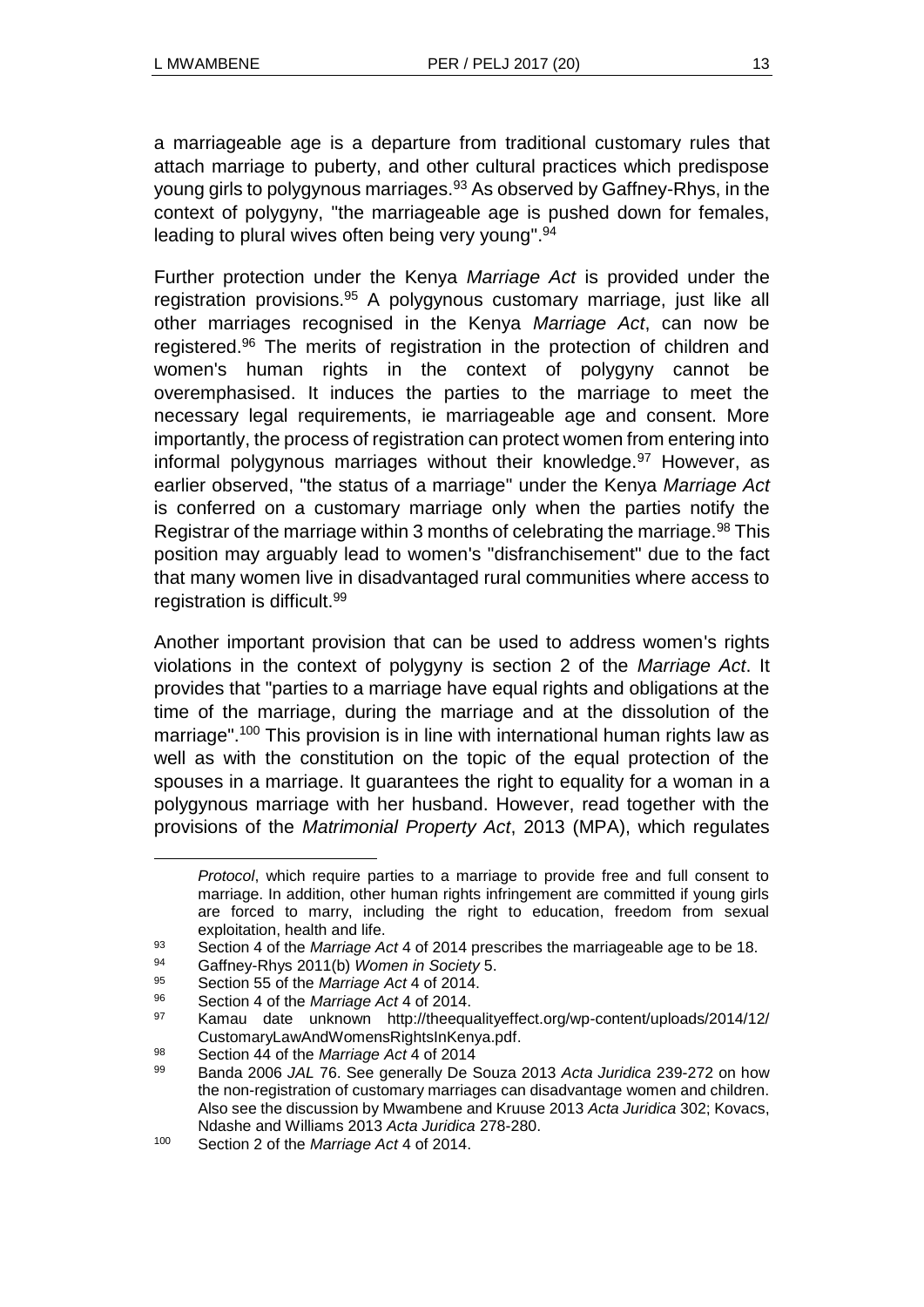a marriageable age is a departure from traditional customary rules that attach marriage to puberty, and other cultural practices which predispose young girls to polygynous marriages.[93] As observed by Gaffney-Rhys, in the context of polygyny, "the marriageable age is pushed down for females, leading to plural wives often being very young".[94]

Further protection under the Kenya *Marriage Act* is provided under the registration provisions.[95] A polygynous customary marriage, just like all other marriages recognised in the Kenya *Marriage Act*, can now be registered.[96] The merits of registration in the protection of children and women's human rights in the context of polygyny cannot be overemphasised. It induces the parties to the marriage to meet the necessary legal requirements, ie marriageable age and consent. More importantly, the process of registration can protect women from entering into informal polygynous marriages without their knowledge.[97] However, as earlier observed, "the status of a marriage" under the Kenya *Marriage Act* is conferred on a customary marriage only when the parties notify the Registrar of the marriage within 3 months of celebrating the marriage.[98] This position may arguably lead to women's "disfranchisement" due to the fact that many women live in disadvantaged rural communities where access to registration is difficult.[99]

Another important provision that can be used to address women's rights violations in the context of polygyny is section 2 of the *Marriage Act*. It provides that "parties to a marriage have equal rights and obligations at the time of the marriage, during the marriage and at the dissolution of the marriage".[100] This provision is in line with international human rights law as well as with the constitution on the topic of the equal protection of the spouses in a marriage. It guarantees the right to equality for a woman in a polygynous marriage with her husband. However, read together with the provisions of the *Matrimonial Property Act*, 2013 (MPA), which regulates

---

*Protocol*, which require parties to a marriage to provide free and full consent to marriage. In addition, other human rights infringement are committed if young girls are forced to marry, including the right to education, freedom from sexual exploitation, health and life.

[93] Section 4 of the *Marriage Act* 4 of 2014 prescribes the marriageable age to be 18.

[94] Gaffney-Rhys 2011(b) *Women in Society* 5.

[95] Section 55 of the *Marriage Act* 4 of 2014.

[96] Section 4 of the *Marriage Act* 4 of 2014.

[97] Kamau date unknown http://theequalityeffect.org/wp-content/uploads/2014/12/CustomaryLawAndWomensRightsInKenya.pdf.

[98] Section 44 of the *Marriage Act* 4 of 2014

[99] Banda 2006 *JAL* 76. See generally De Souza 2013 *Acta Juridica* 239-272 on how the non-registration of customary marriages can disadvantage women and children. Also see the discussion by Mwambene and Kruuse 2013 *Acta Juridica* 302; Kovacs, Ndashe and Williams 2013 *Acta Juridica* 278-280.

[100] Section 2 of the *Marriage Act* 4 of 2014.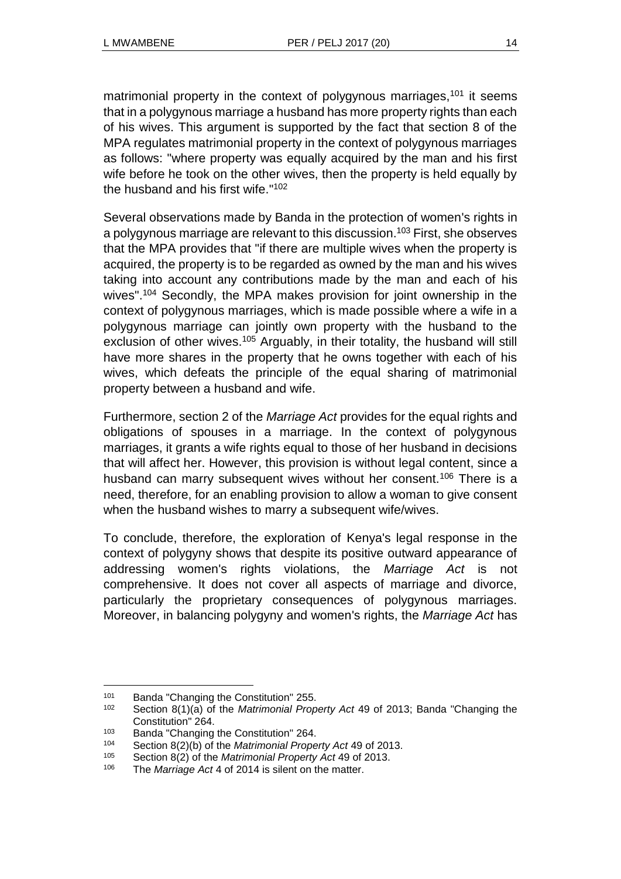matrimonial property in the context of polygynous marriages,[101] it seems that in a polygynous marriage a husband has more property rights than each of his wives. This argument is supported by the fact that section 8 of the MPA regulates matrimonial property in the context of polygynous marriages as follows: "where property was equally acquired by the man and his first wife before he took on the other wives, then the property is held equally by the husband and his first wife."[102]

Several observations made by Banda in the protection of women's rights in a polygynous marriage are relevant to this discussion.[103] First, she observes that the MPA provides that "if there are multiple wives when the property is acquired, the property is to be regarded as owned by the man and his wives taking into account any contributions made by the man and each of his wives".[104] Secondly, the MPA makes provision for joint ownership in the context of polygynous marriages, which is made possible where a wife in a polygynous marriage can jointly own property with the husband to the exclusion of other wives.[105] Arguably, in their totality, the husband will still have more shares in the property that he owns together with each of his wives, which defeats the principle of the equal sharing of matrimonial property between a husband and wife.

Furthermore, section 2 of the *Marriage Act* provides for the equal rights and obligations of spouses in a marriage. In the context of polygynous marriages, it grants a wife rights equal to those of her husband in decisions that will affect her. However, this provision is without legal content, since a husband can marry subsequent wives without her consent.[106] There is a need, therefore, for an enabling provision to allow a woman to give consent when the husband wishes to marry a subsequent wife/wives.

To conclude, therefore, the exploration of Kenya's legal response in the context of polygyny shows that despite its positive outward appearance of addressing women's rights violations, the *Marriage Act* is not comprehensive. It does not cover all aspects of marriage and divorce, particularly the proprietary consequences of polygynous marriages. Moreover, in balancing polygyny and women's rights, the *Marriage Act* has

---

[101] Banda "Changing the Constitution" 255.

[102] Section 8(1)(a) of the *Matrimonial Property Act* 49 of 2013; Banda "Changing the Constitution" 264.

[103] Banda "Changing the Constitution" 264.

[104] Section 8(2)(b) of the *Matrimonial Property Act* 49 of 2013.

[105] Section 8(2) of the *Matrimonial Property Act* 49 of 2013.

[106] The *Marriage Act* 4 of 2014 is silent on the matter.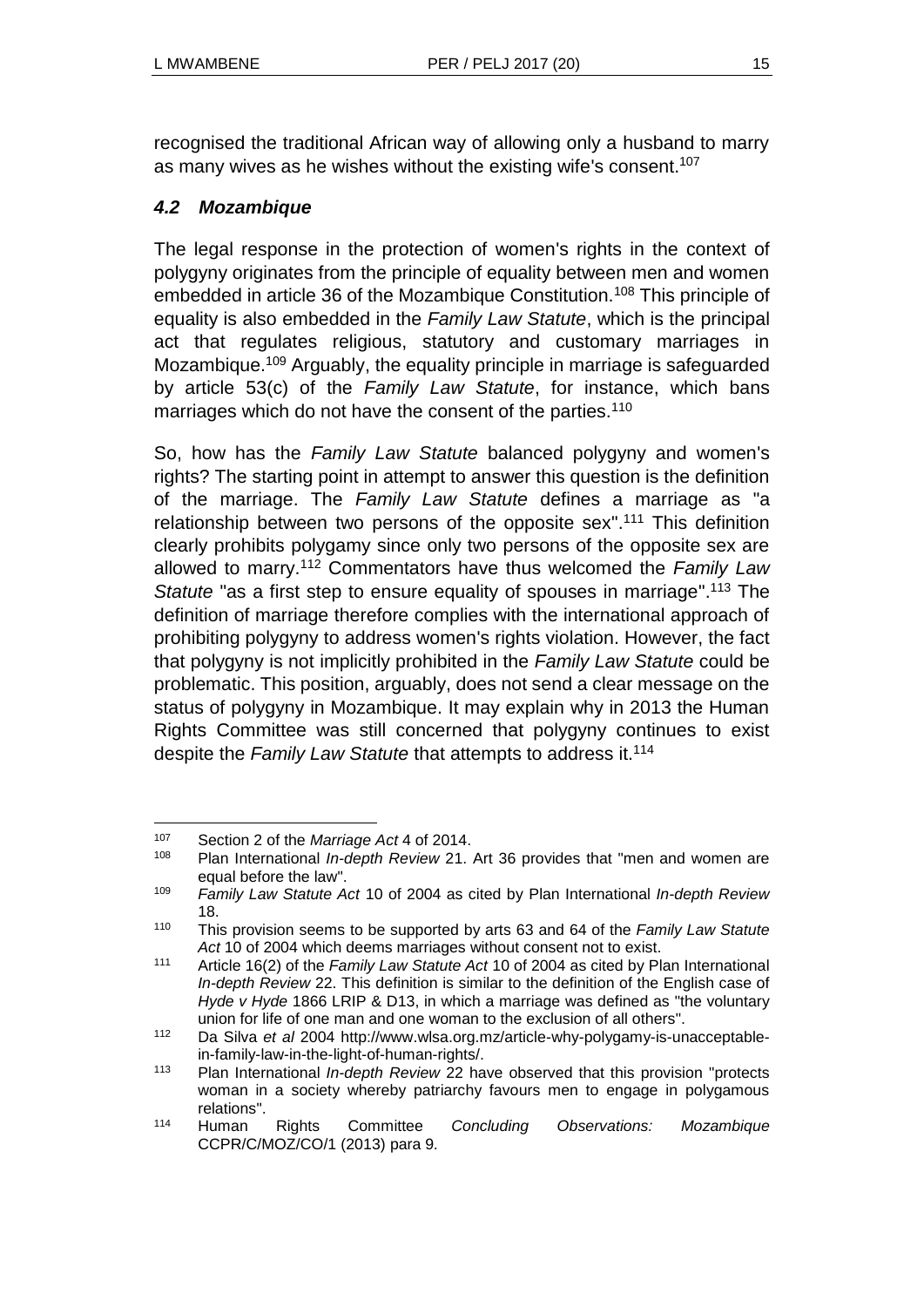recognised the traditional African way of allowing only a husband to marry as many wives as he wishes without the existing wife's consent.[107]

### *4.2 Mozambique*

The legal response in the protection of women's rights in the context of polygyny originates from the principle of equality between men and women embedded in article 36 of the Mozambique Constitution.[108] This principle of equality is also embedded in the *Family Law Statute*, which is the principal act that regulates religious, statutory and customary marriages in Mozambique.[109] Arguably, the equality principle in marriage is safeguarded by article 53(c) of the *Family Law Statute*, for instance, which bans marriages which do not have the consent of the parties.[110]

So, how has the *Family Law Statute* balanced polygyny and women's rights? The starting point in attempt to answer this question is the definition of the marriage. The *Family Law Statute* defines a marriage as "a relationship between two persons of the opposite sex".[111] This definition clearly prohibits polygamy since only two persons of the opposite sex are allowed to marry.[112] Commentators have thus welcomed the *Family Law Statute* "as a first step to ensure equality of spouses in marriage".[113] The definition of marriage therefore complies with the international approach of prohibiting polygyny to address women's rights violation. However, the fact that polygyny is not implicitly prohibited in the *Family Law Statute* could be problematic. This position, arguably, does not send a clear message on the status of polygyny in Mozambique. It may explain why in 2013 the Human Rights Committee was still concerned that polygyny continues to exist despite the *Family Law Statute* that attempts to address it.[114]

---

107 Section 2 of the *Marriage Act* 4 of 2014.

108 Plan International *In-depth Review* 21. Art 36 provides that "men and women are equal before the law".

109 *Family Law Statute Act* 10 of 2004 as cited by Plan International *In-depth Review* 18.

110 This provision seems to be supported by arts 63 and 64 of the *Family Law Statute Act* 10 of 2004 which deems marriages without consent not to exist.

111 Article 16(2) of the *Family Law Statute Act* 10 of 2004 as cited by Plan International *In-depth Review* 22. This definition is similar to the definition of the English case of *Hyde v Hyde* 1866 LRIP & D13, in which a marriage was defined as "the voluntary union for life of one man and one woman to the exclusion of all others".

112 Da Silva *et al* 2004 http://www.wlsa.org.mz/article-why-polygamy-is-unacceptable-in-family-law-in-the-light-of-human-rights/.

113 Plan International *In-depth Review* 22 have observed that this provision "protects woman in a society whereby patriarchy favours men to engage in polygamous relations".

114 Human Rights Committee *Concluding Observations: Mozambique* CCPR/C/MOZ/CO/1 (2013) para 9.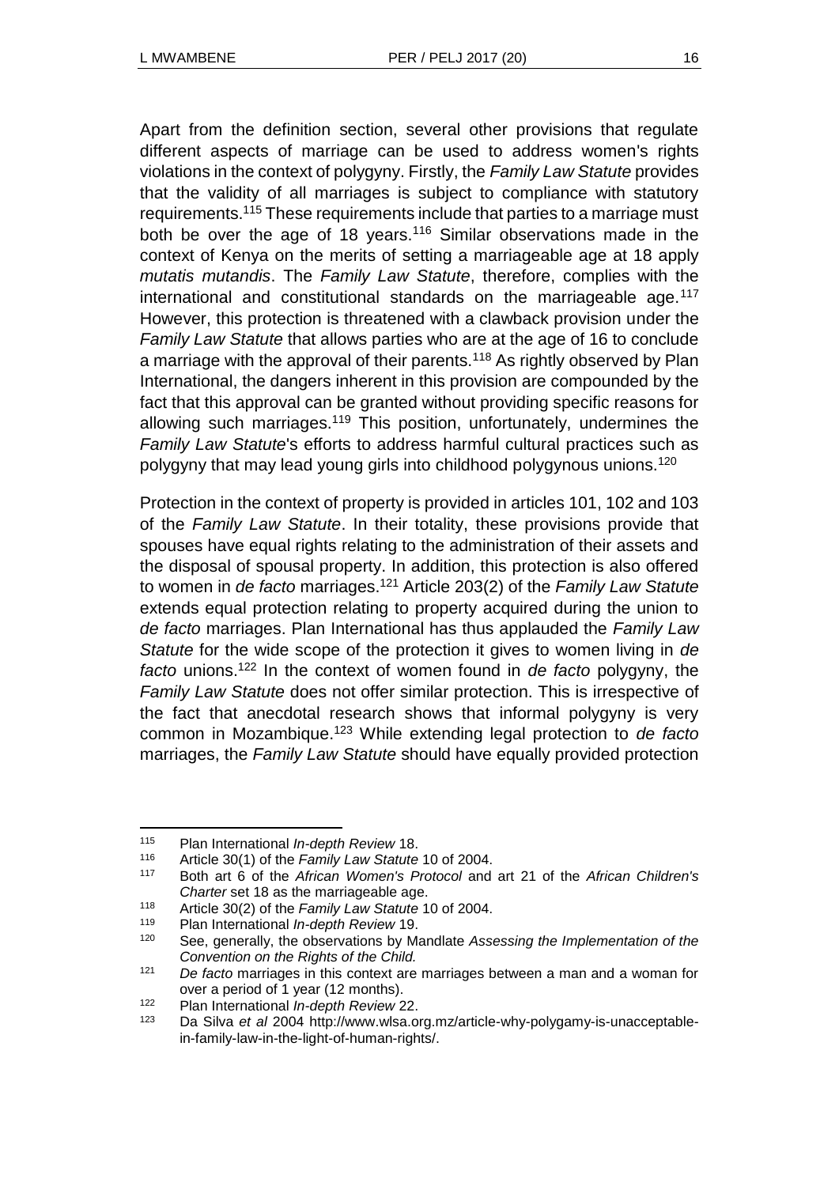Apart from the definition section, several other provisions that regulate different aspects of marriage can be used to address women's rights violations in the context of polygyny. Firstly, the *Family Law Statute* provides that the validity of all marriages is subject to compliance with statutory requirements.[115] These requirements include that parties to a marriage must both be over the age of 18 years.[116] Similar observations made in the context of Kenya on the merits of setting a marriageable age at 18 apply *mutatis mutandis*. The *Family Law Statute*, therefore, complies with the international and constitutional standards on the marriageable age.[117] However, this protection is threatened with a clawback provision under the *Family Law Statute* that allows parties who are at the age of 16 to conclude a marriage with the approval of their parents.[118] As rightly observed by Plan International, the dangers inherent in this provision are compounded by the fact that this approval can be granted without providing specific reasons for allowing such marriages.[119] This position, unfortunately, undermines the *Family Law Statute*'s efforts to address harmful cultural practices such as polygyny that may lead young girls into childhood polygynous unions.[120]

Protection in the context of property is provided in articles 101, 102 and 103 of the *Family Law Statute*. In their totality, these provisions provide that spouses have equal rights relating to the administration of their assets and the disposal of spousal property. In addition, this protection is also offered to women in *de facto* marriages.[121] Article 203(2) of the *Family Law Statute* extends equal protection relating to property acquired during the union to *de facto* marriages. Plan International has thus applauded the *Family Law Statute* for the wide scope of the protection it gives to women living in *de facto* unions.[122] In the context of women found in *de facto* polygyny, the *Family Law Statute* does not offer similar protection. This is irrespective of the fact that anecdotal research shows that informal polygyny is very common in Mozambique.[123] While extending legal protection to *de facto* marriages, the *Family Law Statute* should have equally provided protection

---

[115] Plan International *In-depth Review* 18.

[116] Article 30(1) of the *Family Law Statute* 10 of 2004.

[117] Both art 6 of the *African Women's Protocol* and art 21 of the *African Children's Charter* set 18 as the marriageable age.

[118] Article 30(2) of the *Family Law Statute* 10 of 2004.

[119] Plan International *In-depth Review* 19.

[120] See, generally, the observations by Mandlate *Assessing the Implementation of the Convention on the Rights of the Child.*

[121] *De facto* marriages in this context are marriages between a man and a woman for over a period of 1 year (12 months).

[122] Plan International *In-depth Review* 22.

[123] Da Silva *et al* 2004 http://www.wlsa.org.mz/article-why-polygamy-is-unacceptable-in-family-law-in-the-light-of-human-rights/.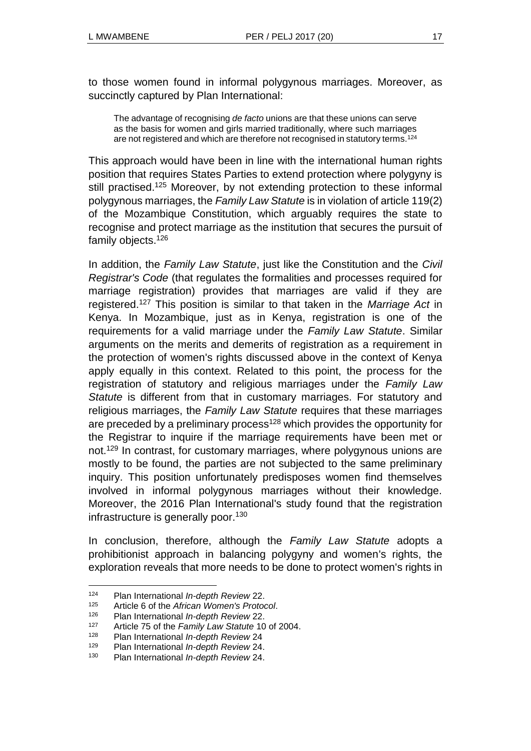to those women found in informal polygynous marriages. Moreover, as succinctly captured by Plan International:

> The advantage of recognising *de facto* unions are that these unions can serve as the basis for women and girls married traditionally, where such marriages are not registered and which are therefore not recognised in statutory terms.[124]

This approach would have been in line with the international human rights position that requires States Parties to extend protection where polygyny is still practised.[125] Moreover, by not extending protection to these informal polygynous marriages, the *Family Law Statute* is in violation of article 119(2) of the Mozambique Constitution, which arguably requires the state to recognise and protect marriage as the institution that secures the pursuit of family objects.[126]

In addition, the *Family Law Statute*, just like the Constitution and the *Civil Registrar's Code* (that regulates the formalities and processes required for marriage registration) provides that marriages are valid if they are registered.[127] This position is similar to that taken in the *Marriage Act* in Kenya. In Mozambique, just as in Kenya, registration is one of the requirements for a valid marriage under the *Family Law Statute*. Similar arguments on the merits and demerits of registration as a requirement in the protection of women's rights discussed above in the context of Kenya apply equally in this context. Related to this point, the process for the registration of statutory and religious marriages under the *Family Law Statute* is different from that in customary marriages. For statutory and religious marriages, the *Family Law Statute* requires that these marriages are preceded by a preliminary process[128] which provides the opportunity for the Registrar to inquire if the marriage requirements have been met or not.[129] In contrast, for customary marriages, where polygynous unions are mostly to be found, the parties are not subjected to the same preliminary inquiry. This position unfortunately predisposes women find themselves involved in informal polygynous marriages without their knowledge. Moreover, the 2016 Plan International's study found that the registration infrastructure is generally poor.[130]

In conclusion, therefore, although the *Family Law Statute* adopts a prohibitionist approach in balancing polygyny and women's rights, the exploration reveals that more needs to be done to protect women's rights in

---

[124] Plan International *In-depth Review* 22.

[125] Article 6 of the *African Women's Protocol*.

[126] Plan International *In-depth Review* 22.

[127] Article 75 of the *Family Law Statute* 10 of 2004.

[128] Plan International *In-depth Review* 24

[129] Plan International *In-depth Review* 24.

[130] Plan International *In-depth Review* 24.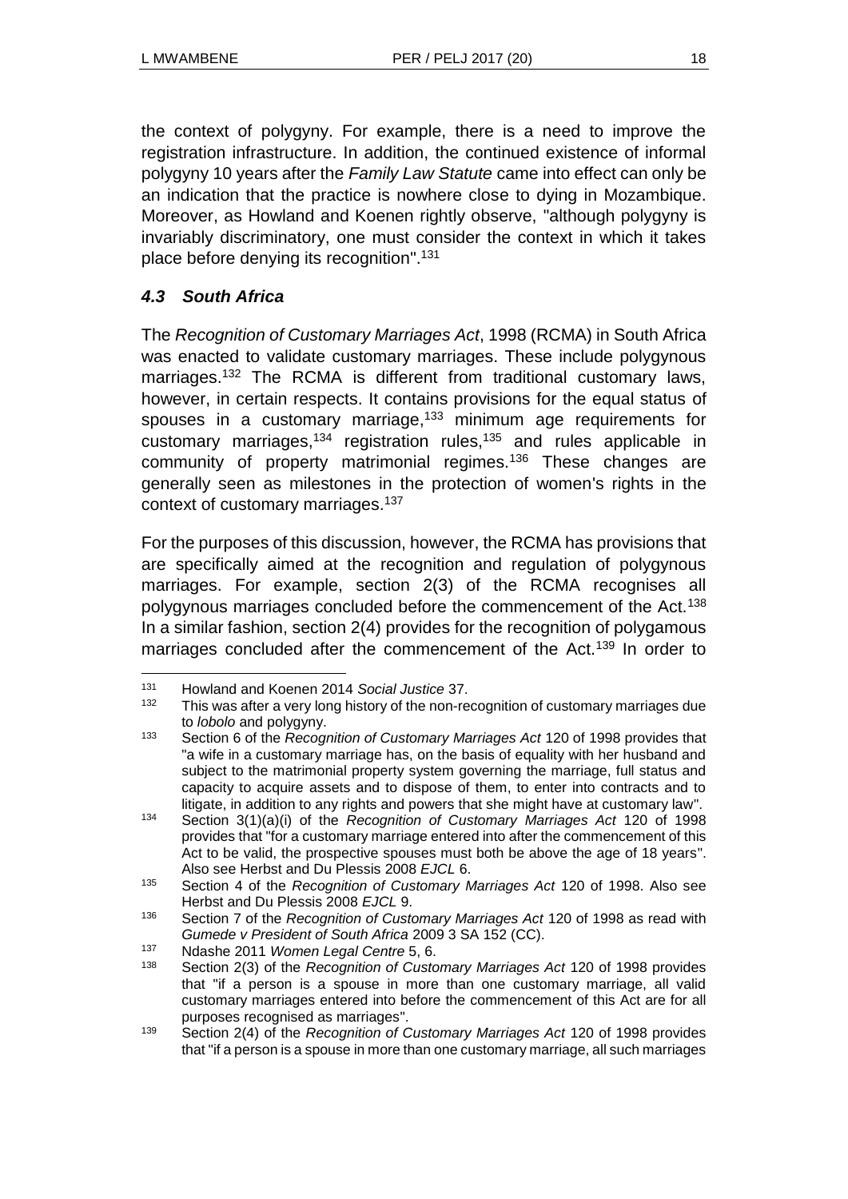the context of polygyny. For example, there is a need to improve the registration infrastructure. In addition, the continued existence of informal polygyny 10 years after the *Family Law Statute* came into effect can only be an indication that the practice is nowhere close to dying in Mozambique. Moreover, as Howland and Koenen rightly observe, "although polygyny is invariably discriminatory, one must consider the context in which it takes place before denying its recognition".[131]

### *4.3 South Africa*

The *Recognition of Customary Marriages Act*, 1998 (RCMA) in South Africa was enacted to validate customary marriages. These include polygynous marriages.[132] The RCMA is different from traditional customary laws, however, in certain respects. It contains provisions for the equal status of spouses in a customary marriage,[133] minimum age requirements for customary marriages,[134] registration rules,[135] and rules applicable in community of property matrimonial regimes.[136] These changes are generally seen as milestones in the protection of women's rights in the context of customary marriages.[137]

For the purposes of this discussion, however, the RCMA has provisions that are specifically aimed at the recognition and regulation of polygynous marriages. For example, section 2(3) of the RCMA recognises all polygynous marriages concluded before the commencement of the Act.[138] In a similar fashion, section 2(4) provides for the recognition of polygamous marriages concluded after the commencement of the Act.[139] In order to

---

[131] Howland and Koenen 2014 *Social Justice* 37.

[132] This was after a very long history of the non-recognition of customary marriages due to *lobolo* and polygyny.

[133] Section 6 of the *Recognition of Customary Marriages Act* 120 of 1998 provides that "a wife in a customary marriage has, on the basis of equality with her husband and subject to the matrimonial property system governing the marriage, full status and capacity to acquire assets and to dispose of them, to enter into contracts and to litigate, in addition to any rights and powers that she might have at customary law".

[134] Section 3(1)(a)(i) of the *Recognition of Customary Marriages Act* 120 of 1998 provides that "for a customary marriage entered into after the commencement of this Act to be valid, the prospective spouses must both be above the age of 18 years". Also see Herbst and Du Plessis 2008 *EJCL* 6.

[135] Section 4 of the *Recognition of Customary Marriages Act* 120 of 1998. Also see Herbst and Du Plessis 2008 *EJCL* 9.

[136] Section 7 of the *Recognition of Customary Marriages Act* 120 of 1998 as read with *Gumede v President of South Africa* 2009 3 SA 152 (CC).

[137] Ndashe 2011 *Women Legal Centre* 5, 6.

[138] Section 2(3) of the *Recognition of Customary Marriages Act* 120 of 1998 provides that "if a person is a spouse in more than one customary marriage, all valid customary marriages entered into before the commencement of this Act are for all purposes recognised as marriages".

[139] Section 2(4) of the *Recognition of Customary Marriages Act* 120 of 1998 provides that "if a person is a spouse in more than one customary marriage, all such marriages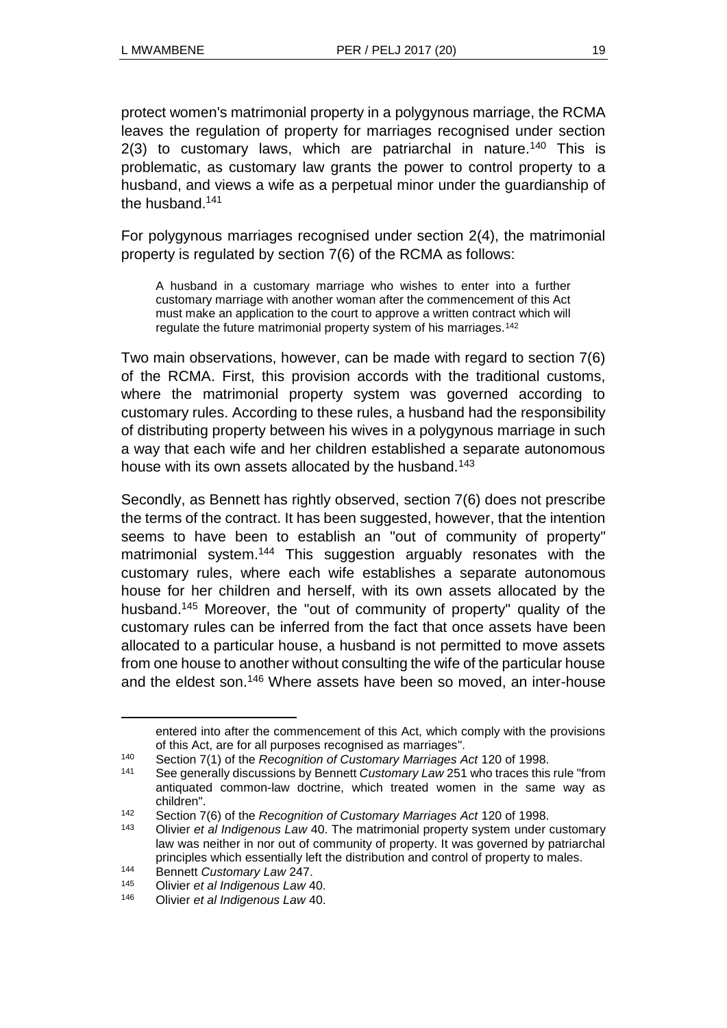protect women's matrimonial property in a polygynous marriage, the RCMA leaves the regulation of property for marriages recognised under section 2(3) to customary laws, which are patriarchal in nature.[140] This is problematic, as customary law grants the power to control property to a husband, and views a wife as a perpetual minor under the guardianship of the husband.[141]

For polygynous marriages recognised under section 2(4), the matrimonial property is regulated by section 7(6) of the RCMA as follows:

> A husband in a customary marriage who wishes to enter into a further customary marriage with another woman after the commencement of this Act must make an application to the court to approve a written contract which will regulate the future matrimonial property system of his marriages.[142]

Two main observations, however, can be made with regard to section 7(6) of the RCMA. First, this provision accords with the traditional customs, where the matrimonial property system was governed according to customary rules. According to these rules, a husband had the responsibility of distributing property between his wives in a polygynous marriage in such a way that each wife and her children established a separate autonomous house with its own assets allocated by the husband.[143]

Secondly, as Bennett has rightly observed, section 7(6) does not prescribe the terms of the contract. It has been suggested, however, that the intention seems to have been to establish an "out of community of property" matrimonial system.[144] This suggestion arguably resonates with the customary rules, where each wife establishes a separate autonomous house for her children and herself, with its own assets allocated by the husband.[145] Moreover, the "out of community of property" quality of the customary rules can be inferred from the fact that once assets have been allocated to a particular house, a husband is not permitted to move assets from one house to another without consulting the wife of the particular house and the eldest son.[146] Where assets have been so moved, an inter-house

---

entered into after the commencement of this Act, which comply with the provisions of this Act, are for all purposes recognised as marriages".

[140] Section 7(1) of the *Recognition of Customary Marriages Act* 120 of 1998.

[141] See generally discussions by Bennett *Customary Law* 251 who traces this rule "from antiquated common-law doctrine, which treated women in the same way as children".

[142] Section 7(6) of the *Recognition of Customary Marriages Act* 120 of 1998.

[143] Olivier *et al Indigenous Law* 40. The matrimonial property system under customary law was neither in nor out of community of property. It was governed by patriarchal principles which essentially left the distribution and control of property to males.

[144] Bennett *Customary Law* 247.

[145] Olivier *et al Indigenous Law* 40.

[146] Olivier *et al Indigenous Law* 40.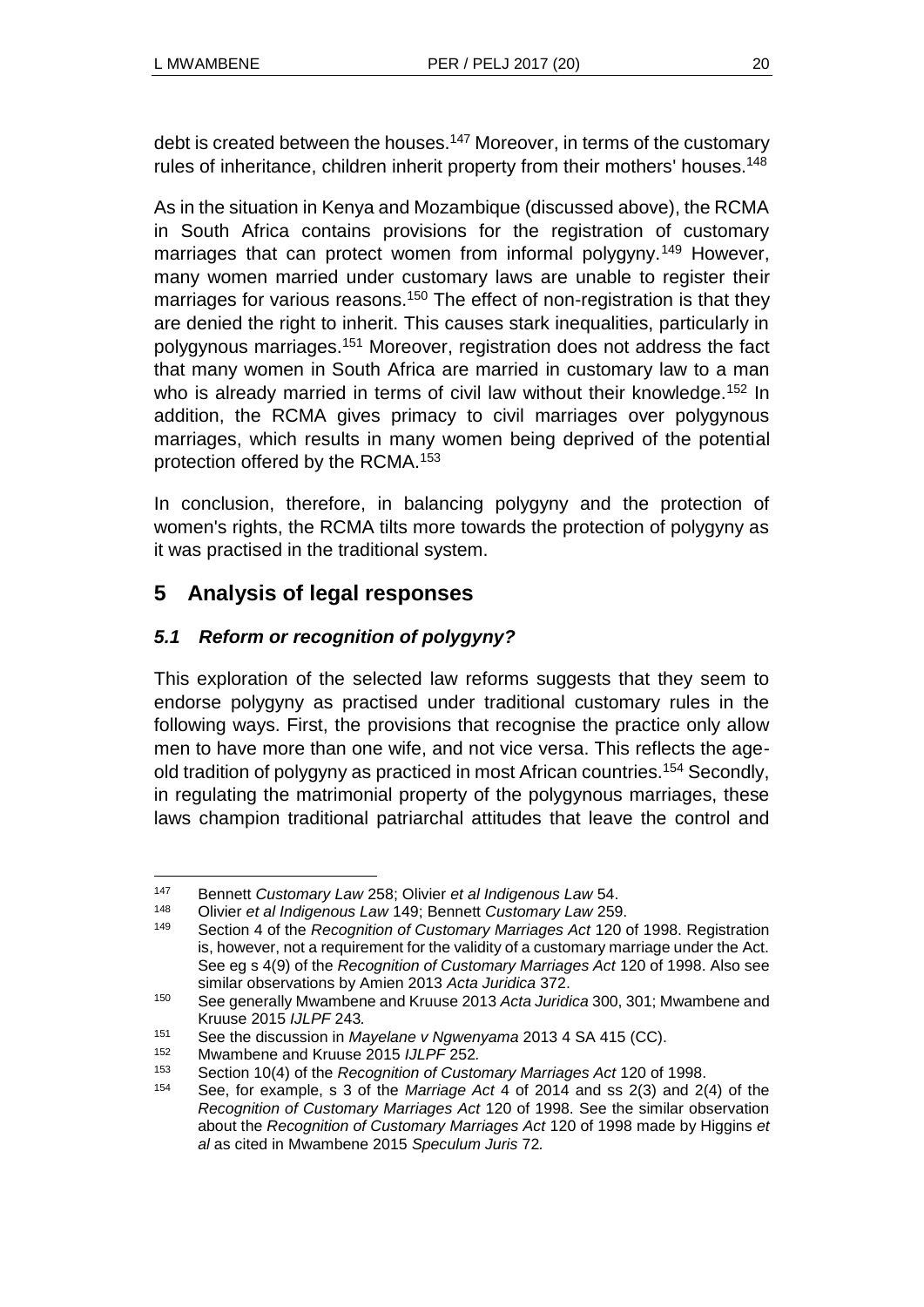debt is created between the houses.[147] Moreover, in terms of the customary rules of inheritance, children inherit property from their mothers' houses.[148]

As in the situation in Kenya and Mozambique (discussed above), the RCMA in South Africa contains provisions for the registration of customary marriages that can protect women from informal polygyny.[149] However, many women married under customary laws are unable to register their marriages for various reasons.[150] The effect of non-registration is that they are denied the right to inherit. This causes stark inequalities, particularly in polygynous marriages.[151] Moreover, registration does not address the fact that many women in South Africa are married in customary law to a man who is already married in terms of civil law without their knowledge.[152] In addition, the RCMA gives primacy to civil marriages over polygynous marriages, which results in many women being deprived of the potential protection offered by the RCMA.[153]

In conclusion, therefore, in balancing polygyny and the protection of women's rights, the RCMA tilts more towards the protection of polygyny as it was practised in the traditional system.

## 5 Analysis of legal responses

### *5.1 Reform or recognition of polygyny?*

This exploration of the selected law reforms suggests that they seem to endorse polygyny as practised under traditional customary rules in the following ways. First, the provisions that recognise the practice only allow men to have more than one wife, and not vice versa. This reflects the age-old tradition of polygyny as practiced in most African countries.[154] Secondly, in regulating the matrimonial property of the polygynous marriages, these laws champion traditional patriarchal attitudes that leave the control and

---

[147] Bennett *Customary Law* 258; Olivier *et al Indigenous Law* 54.

[148] Olivier *et al Indigenous Law* 149; Bennett *Customary Law* 259.

[149] Section 4 of the *Recognition of Customary Marriages Act* 120 of 1998. Registration is, however, not a requirement for the validity of a customary marriage under the Act. See eg s 4(9) of the *Recognition of Customary Marriages Act* 120 of 1998. Also see similar observations by Amien 2013 *Acta Juridica* 372.

[150] See generally Mwambene and Kruuse 2013 *Acta Juridica* 300, 301; Mwambene and Kruuse 2015 *IJLPF* 243*.*

[151] See the discussion in *Mayelane v Ngwenyama* 2013 4 SA 415 (CC).

[152] Mwambene and Kruuse 2015 *IJLPF* 252*.*

[153] Section 10(4) of the *Recognition of Customary Marriages Act* 120 of 1998.

[154] See, for example, s 3 of the *Marriage Act* 4 of 2014 and ss 2(3) and 2(4) of the *Recognition of Customary Marriages Act* 120 of 1998. See the similar observation about the *Recognition of Customary Marriages Act* 120 of 1998 made by Higgins *et al* as cited in Mwambene 2015 *Speculum Juris* 72*.*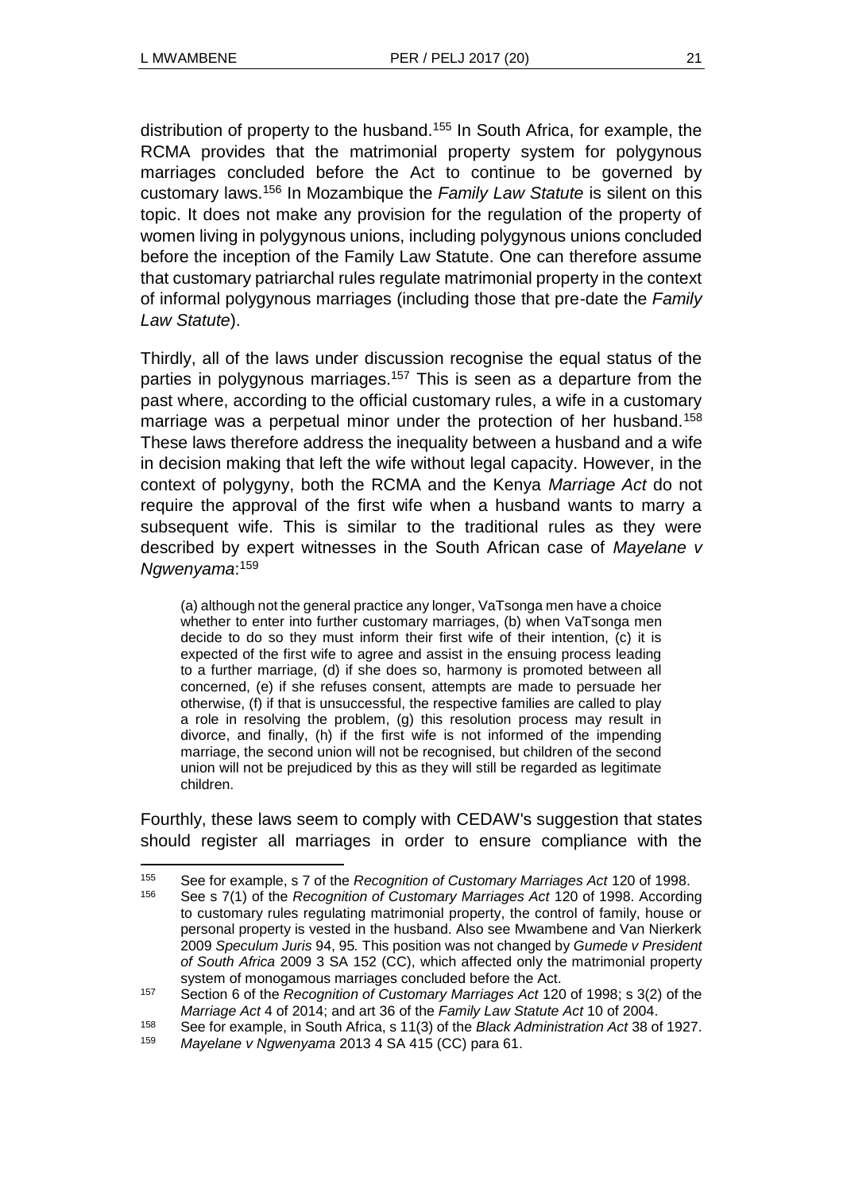distribution of property to the husband.[155] In South Africa, for example, the RCMA provides that the matrimonial property system for polygynous marriages concluded before the Act to continue to be governed by customary laws.[156] In Mozambique the *Family Law Statute* is silent on this topic. It does not make any provision for the regulation of the property of women living in polygynous unions, including polygynous unions concluded before the inception of the Family Law Statute. One can therefore assume that customary patriarchal rules regulate matrimonial property in the context of informal polygynous marriages (including those that pre-date the *Family Law Statute*).

Thirdly, all of the laws under discussion recognise the equal status of the parties in polygynous marriages.[157] This is seen as a departure from the past where, according to the official customary rules, a wife in a customary marriage was a perpetual minor under the protection of her husband.[158] These laws therefore address the inequality between a husband and a wife in decision making that left the wife without legal capacity. However, in the context of polygyny, both the RCMA and the Kenya *Marriage Act* do not require the approval of the first wife when a husband wants to marry a subsequent wife. This is similar to the traditional rules as they were described by expert witnesses in the South African case of *Mayelane v Ngwenyama*:[159]

> (a) although not the general practice any longer, VaTsonga men have a choice whether to enter into further customary marriages, (b) when VaTsonga men decide to do so they must inform their first wife of their intention, (c) it is expected of the first wife to agree and assist in the ensuing process leading to a further marriage, (d) if she does so, harmony is promoted between all concerned, (e) if she refuses consent, attempts are made to persuade her otherwise, (f) if that is unsuccessful, the respective families are called to play a role in resolving the problem, (g) this resolution process may result in divorce, and finally, (h) if the first wife is not informed of the impending marriage, the second union will not be recognised, but children of the second union will not be prejudiced by this as they will still be regarded as legitimate children.

Fourthly, these laws seem to comply with CEDAW's suggestion that states should register all marriages in order to ensure compliance with the

---

155 See for example, s 7 of the *Recognition of Customary Marriages Act* 120 of 1998.

156 See s 7(1) of the *Recognition of Customary Marriages Act* 120 of 1998. According to customary rules regulating matrimonial property, the control of family, house or personal property is vested in the husband. Also see Mwambene and Van Nierkerk 2009 *Speculum Juris* 94, 95. This position was not changed by *Gumede v President of South Africa* 2009 3 SA 152 (CC), which affected only the matrimonial property system of monogamous marriages concluded before the Act.

157 Section 6 of the *Recognition of Customary Marriages Act* 120 of 1998; s 3(2) of the *Marriage Act* 4 of 2014; and art 36 of the *Family Law Statute Act* 10 of 2004.

158 See for example, in South Africa, s 11(3) of the *Black Administration Act* 38 of 1927.

159 *Mayelane v Ngwenyama* 2013 4 SA 415 (CC) para 61.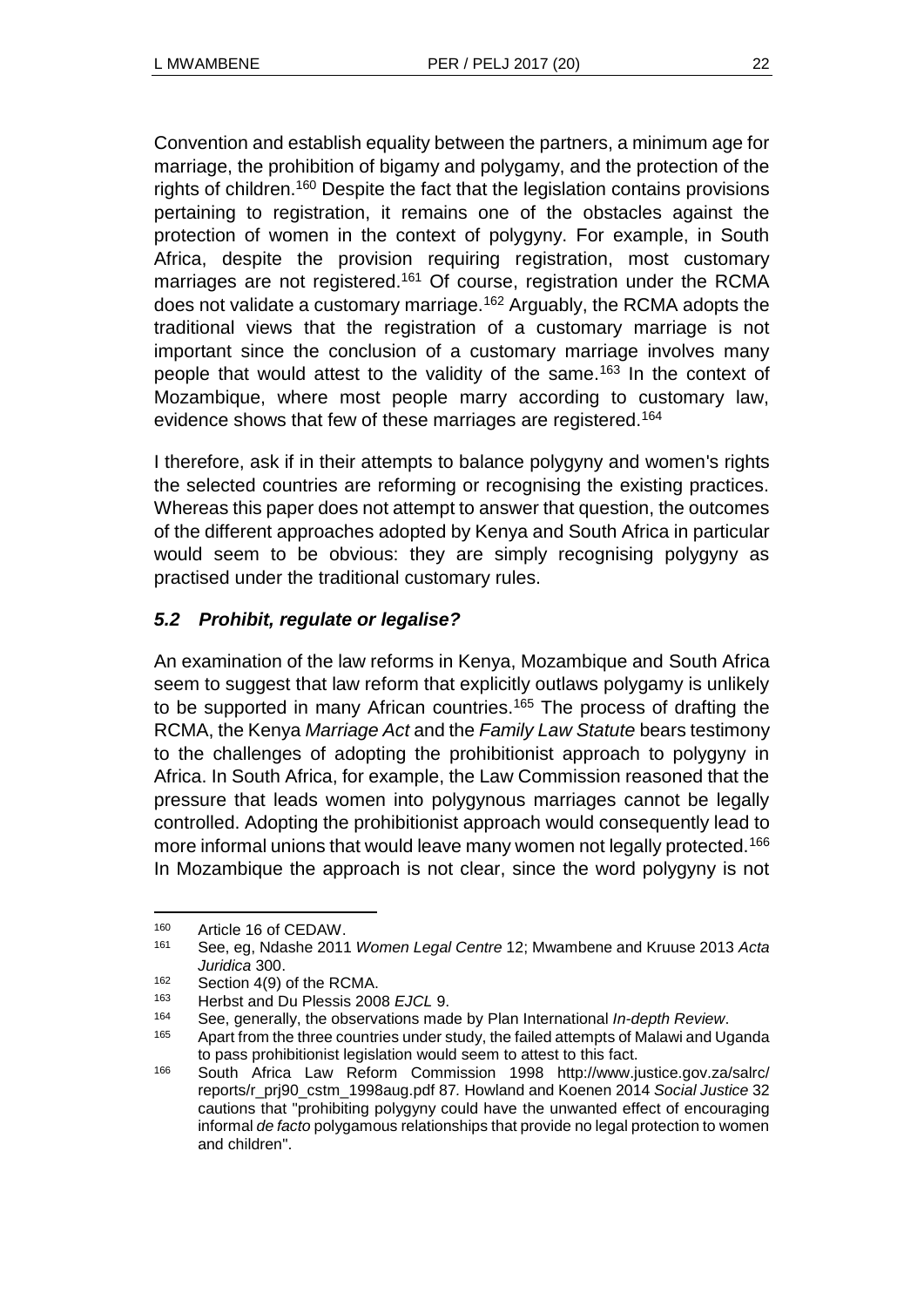Convention and establish equality between the partners, a minimum age for marriage, the prohibition of bigamy and polygamy, and the protection of the rights of children.[160] Despite the fact that the legislation contains provisions pertaining to registration, it remains one of the obstacles against the protection of women in the context of polygyny. For example, in South Africa, despite the provision requiring registration, most customary marriages are not registered.[161] Of course, registration under the RCMA does not validate a customary marriage.[162] Arguably, the RCMA adopts the traditional views that the registration of a customary marriage is not important since the conclusion of a customary marriage involves many people that would attest to the validity of the same.[163] In the context of Mozambique, where most people marry according to customary law, evidence shows that few of these marriages are registered.[164]

I therefore, ask if in their attempts to balance polygyny and women's rights the selected countries are reforming or recognising the existing practices. Whereas this paper does not attempt to answer that question, the outcomes of the different approaches adopted by Kenya and South Africa in particular would seem to be obvious: they are simply recognising polygyny as practised under the traditional customary rules.

### *5.2 Prohibit, regulate or legalise?*

An examination of the law reforms in Kenya, Mozambique and South Africa seem to suggest that law reform that explicitly outlaws polygamy is unlikely to be supported in many African countries.[165] The process of drafting the RCMA, the Kenya *Marriage Act* and the *Family Law Statute* bears testimony to the challenges of adopting the prohibitionist approach to polygyny in Africa. In South Africa, for example, the Law Commission reasoned that the pressure that leads women into polygynous marriages cannot be legally controlled. Adopting the prohibitionist approach would consequently lead to more informal unions that would leave many women not legally protected.[166] In Mozambique the approach is not clear, since the word polygyny is not

---

[160] Article 16 of CEDAW.

[161] See, eg, Ndashe 2011 *Women Legal Centre* 12; Mwambene and Kruuse 2013 *Acta Juridica* 300.

[162] Section 4(9) of the RCMA.

[163] Herbst and Du Plessis 2008 *EJCL* 9.

[164] See, generally, the observations made by Plan International *In-depth Review*.

[165] Apart from the three countries under study, the failed attempts of Malawi and Uganda to pass prohibitionist legislation would seem to attest to this fact.

[166] South Africa Law Reform Commission 1998 http://www.justice.gov.za/salrc/reports/r_prj90_cstm_1998aug.pdf 87. Howland and Koenen 2014 *Social Justice* 32 cautions that "prohibiting polygyny could have the unwanted effect of encouraging informal *de facto* polygamous relationships that provide no legal protection to women and children".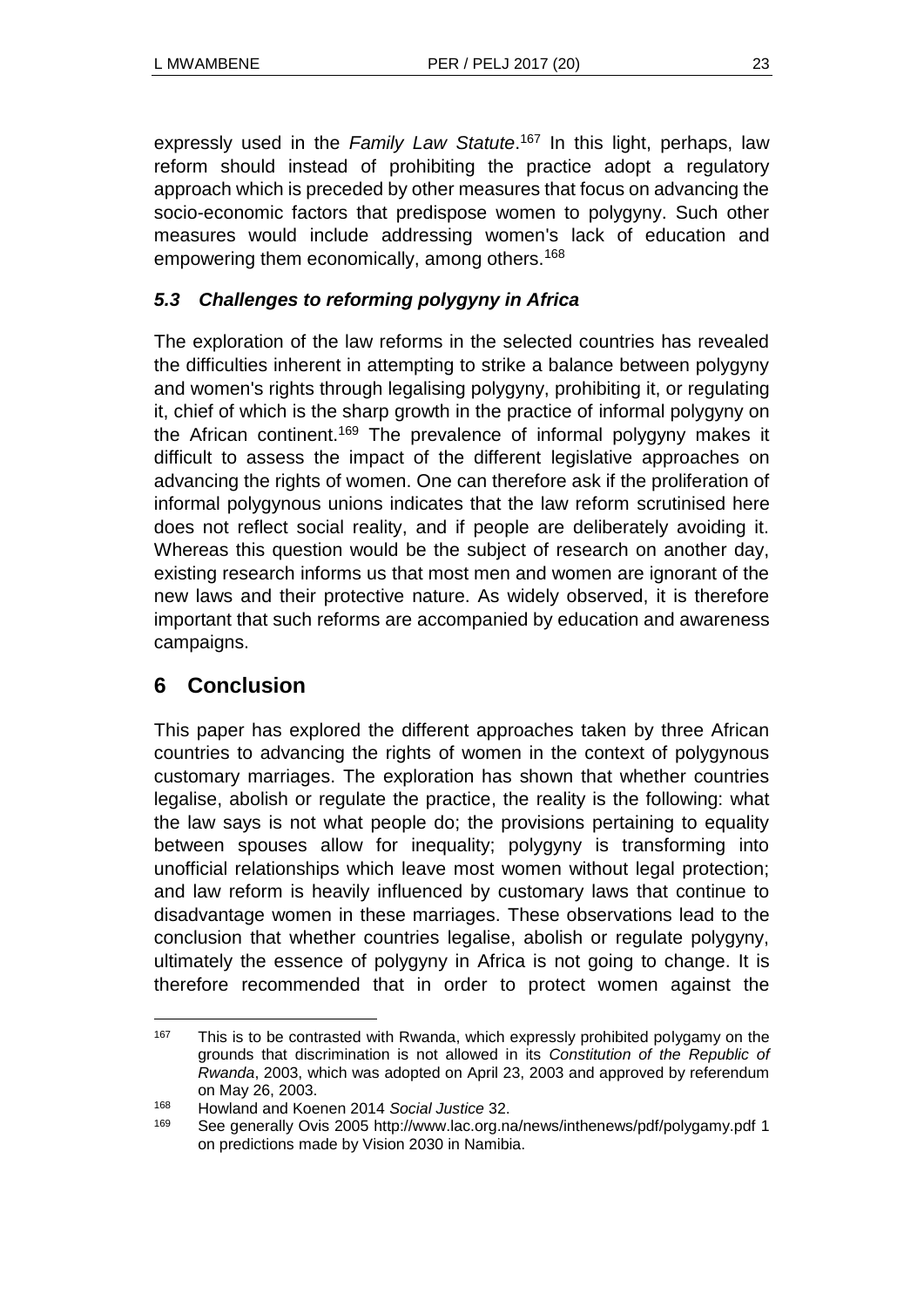expressly used in the *Family Law Statute*.[167] In this light, perhaps, law reform should instead of prohibiting the practice adopt a regulatory approach which is preceded by other measures that focus on advancing the socio-economic factors that predispose women to polygyny. Such other measures would include addressing women's lack of education and empowering them economically, among others.[168]

### *5.3 Challenges to reforming polygyny in Africa*

The exploration of the law reforms in the selected countries has revealed the difficulties inherent in attempting to strike a balance between polygyny and women's rights through legalising polygyny, prohibiting it, or regulating it, chief of which is the sharp growth in the practice of informal polygyny on the African continent.[169] The prevalence of informal polygyny makes it difficult to assess the impact of the different legislative approaches on advancing the rights of women. One can therefore ask if the proliferation of informal polygynous unions indicates that the law reform scrutinised here does not reflect social reality, and if people are deliberately avoiding it. Whereas this question would be the subject of research on another day, existing research informs us that most men and women are ignorant of the new laws and their protective nature. As widely observed, it is therefore important that such reforms are accompanied by education and awareness campaigns.

## 6 Conclusion

This paper has explored the different approaches taken by three African countries to advancing the rights of women in the context of polygynous customary marriages. The exploration has shown that whether countries legalise, abolish or regulate the practice, the reality is the following: what the law says is not what people do; the provisions pertaining to equality between spouses allow for inequality; polygyny is transforming into unofficial relationships which leave most women without legal protection; and law reform is heavily influenced by customary laws that continue to disadvantage women in these marriages. These observations lead to the conclusion that whether countries legalise, abolish or regulate polygyny, ultimately the essence of polygyny in Africa is not going to change. It is therefore recommended that in order to protect women against the

---

[167] This is to be contrasted with Rwanda, which expressly prohibited polygamy on the grounds that discrimination is not allowed in its *Constitution of the Republic of Rwanda*, 2003, which was adopted on April 23, 2003 and approved by referendum on May 26, 2003.

[168] Howland and Koenen 2014 *Social Justice* 32.

[169] See generally Ovis 2005 http://www.lac.org.na/news/inthenews/pdf/polygamy.pdf 1 on predictions made by Vision 2030 in Namibia.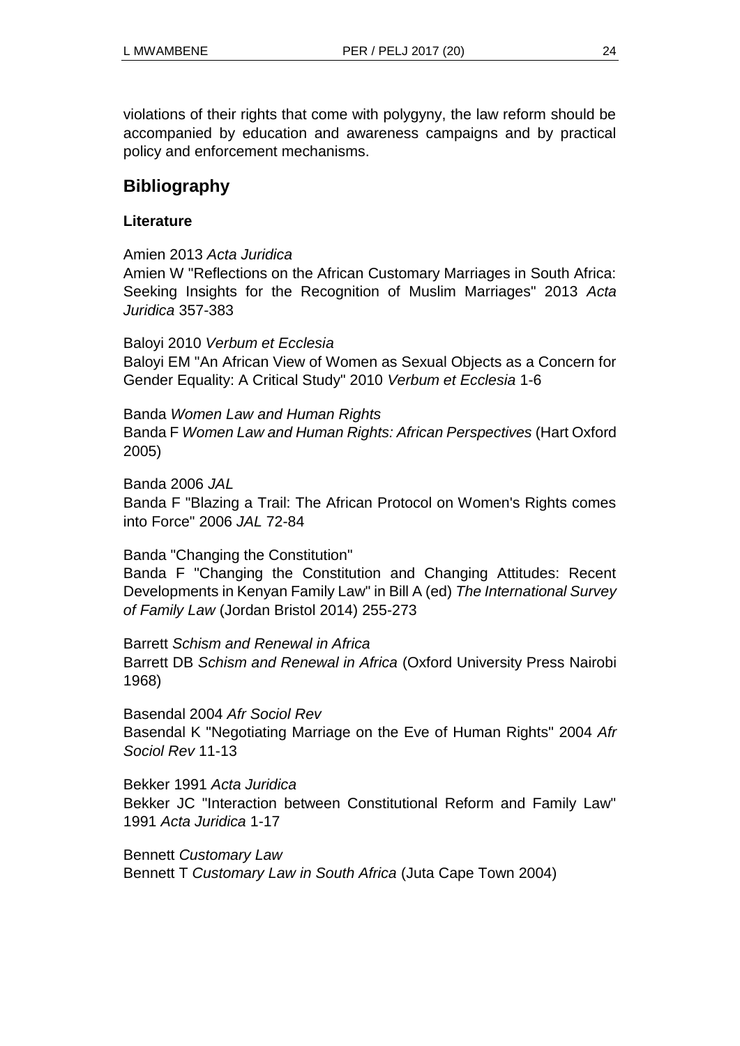violations of their rights that come with polygyny, the law reform should be accompanied by education and awareness campaigns and by practical policy and enforcement mechanisms.

## Bibliography

### Literature

Amien 2013 *Acta Juridica*
Amien W "Reflections on the African Customary Marriages in South Africa: Seeking Insights for the Recognition of Muslim Marriages" 2013 *Acta Juridica* 357-383

Baloyi 2010 *Verbum et Ecclesia*
Baloyi EM "An African View of Women as Sexual Objects as a Concern for Gender Equality: A Critical Study" 2010 *Verbum et Ecclesia* 1-6

Banda *Women Law and Human Rights*
Banda F *Women Law and Human Rights: African Perspectives* (Hart Oxford 2005)

Banda 2006 *JAL*
Banda F "Blazing a Trail: The African Protocol on Women's Rights comes into Force" 2006 *JAL* 72-84

Banda "Changing the Constitution"
Banda F "Changing the Constitution and Changing Attitudes: Recent Developments in Kenyan Family Law" in Bill A (ed) *The International Survey of Family Law* (Jordan Bristol 2014) 255-273

Barrett *Schism and Renewal in Africa*
Barrett DB *Schism and Renewal in Africa* (Oxford University Press Nairobi 1968)

Basendal 2004 *Afr Sociol Rev*
Basendal K "Negotiating Marriage on the Eve of Human Rights" 2004 *Afr Sociol Rev* 11-13

Bekker 1991 *Acta Juridica*
Bekker JC "Interaction between Constitutional Reform and Family Law" 1991 *Acta Juridica* 1-17

Bennett *Customary Law*
Bennett T *Customary Law in South Africa* (Juta Cape Town 2004)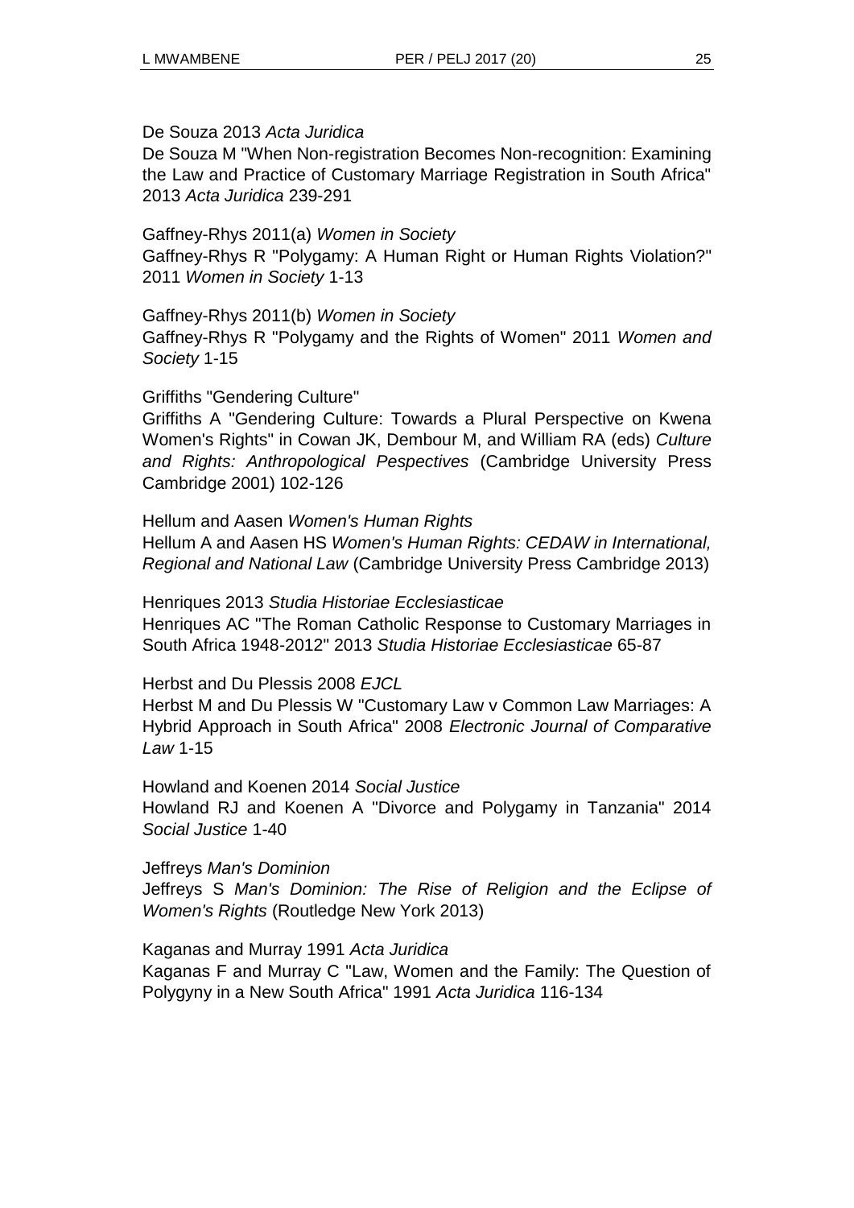De Souza 2013 *Acta Juridica*

De Souza M "When Non-registration Becomes Non-recognition: Examining the Law and Practice of Customary Marriage Registration in South Africa" 2013 *Acta Juridica* 239-291

Gaffney-Rhys 2011(a) *Women in Society*

Gaffney-Rhys R "Polygamy: A Human Right or Human Rights Violation?" 2011 *Women in Society* 1-13

Gaffney-Rhys 2011(b) *Women in Society*

Gaffney-Rhys R "Polygamy and the Rights of Women" 2011 *Women and Society* 1-15

Griffiths "Gendering Culture"

Griffiths A "Gendering Culture: Towards a Plural Perspective on Kwena Women's Rights" in Cowan JK, Dembour M, and William RA (eds) *Culture and Rights: Anthropological Pespectives* (Cambridge University Press Cambridge 2001) 102-126

Hellum and Aasen *Women's Human Rights*

Hellum A and Aasen HS *Women's Human Rights: CEDAW in International, Regional and National Law* (Cambridge University Press Cambridge 2013)

Henriques 2013 *Studia Historiae Ecclesiasticae*

Henriques AC "The Roman Catholic Response to Customary Marriages in South Africa 1948-2012" 2013 *Studia Historiae Ecclesiasticae* 65-87

Herbst and Du Plessis 2008 *EJCL*

Herbst M and Du Plessis W "Customary Law v Common Law Marriages: A Hybrid Approach in South Africa" 2008 *Electronic Journal of Comparative Law* 1-15

Howland and Koenen 2014 *Social Justice*

Howland RJ and Koenen A "Divorce and Polygamy in Tanzania" 2014 *Social Justice* 1-40

Jeffreys *Man's Dominion*

Jeffreys S *Man's Dominion: The Rise of Religion and the Eclipse of Women's Rights* (Routledge New York 2013)

Kaganas and Murray 1991 *Acta Juridica*

Kaganas F and Murray C "Law, Women and the Family: The Question of Polygyny in a New South Africa" 1991 *Acta Juridica* 116-134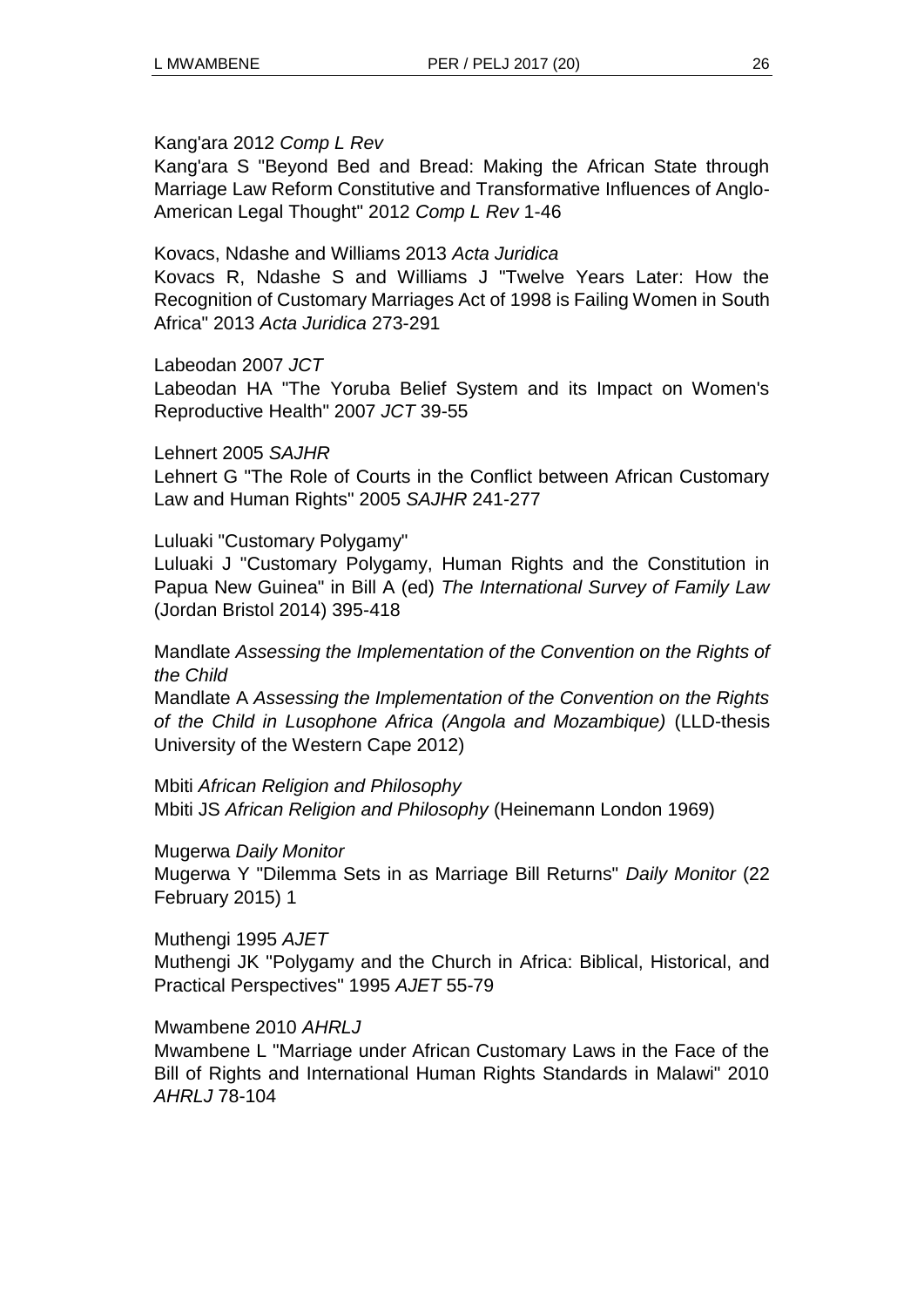Kang'ara 2012 *Comp L Rev*

Kang'ara S "Beyond Bed and Bread: Making the African State through Marriage Law Reform Constitutive and Transformative Influences of Anglo-American Legal Thought" 2012 *Comp L Rev* 1-46

Kovacs, Ndashe and Williams 2013 *Acta Juridica*

Kovacs R, Ndashe S and Williams J "Twelve Years Later: How the Recognition of Customary Marriages Act of 1998 is Failing Women in South Africa" 2013 *Acta Juridica* 273-291

Labeodan 2007 *JCT*

Labeodan HA "The Yoruba Belief System and its Impact on Women's Reproductive Health" 2007 *JCT* 39-55

Lehnert 2005 *SAJHR*

Lehnert G "The Role of Courts in the Conflict between African Customary Law and Human Rights" 2005 *SAJHR* 241-277

Luluaki "Customary Polygamy"

Luluaki J "Customary Polygamy, Human Rights and the Constitution in Papua New Guinea" in Bill A (ed) *The International Survey of Family Law* (Jordan Bristol 2014) 395-418

Mandlate *Assessing the Implementation of the Convention on the Rights of the Child*

Mandlate A *Assessing the Implementation of the Convention on the Rights of the Child in Lusophone Africa (Angola and Mozambique)* (LLD-thesis University of the Western Cape 2012)

Mbiti *African Religion and Philosophy*

Mbiti JS *African Religion and Philosophy* (Heinemann London 1969)

Mugerwa *Daily Monitor*

Mugerwa Y "Dilemma Sets in as Marriage Bill Returns" *Daily Monitor* (22 February 2015) 1

Muthengi 1995 *AJET*

Muthengi JK "Polygamy and the Church in Africa: Biblical, Historical, and Practical Perspectives" 1995 *AJET* 55-79

Mwambene 2010 *AHRLJ*

Mwambene L "Marriage under African Customary Laws in the Face of the Bill of Rights and International Human Rights Standards in Malawi" 2010 *AHRLJ* 78-104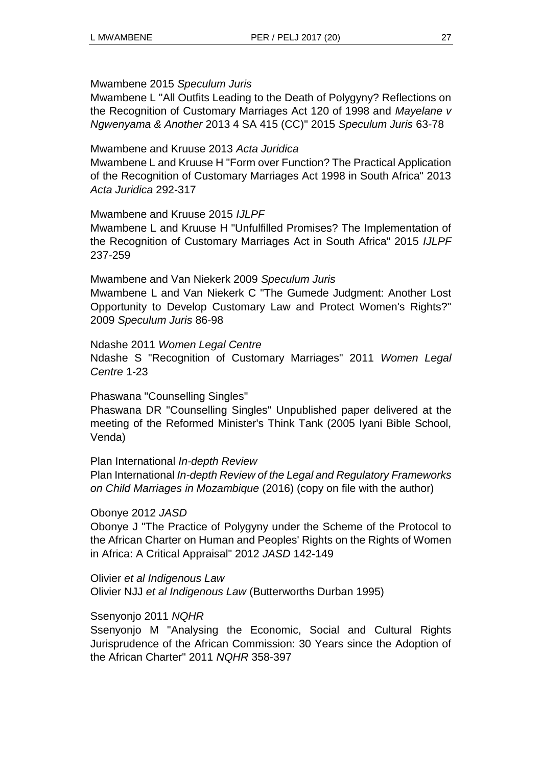Mwambene 2015 *Speculum Juris*

Mwambene L "All Outfits Leading to the Death of Polygyny? Reflections on the Recognition of Customary Marriages Act 120 of 1998 and *Mayelane v Ngwenyama & Another* 2013 4 SA 415 (CC)" 2015 *Speculum Juris* 63-78

Mwambene and Kruuse 2013 *Acta Juridica*

Mwambene L and Kruuse H "Form over Function? The Practical Application of the Recognition of Customary Marriages Act 1998 in South Africa" 2013 *Acta Juridica* 292-317

Mwambene and Kruuse 2015 *IJLPF*

Mwambene L and Kruuse H "Unfulfilled Promises? The Implementation of the Recognition of Customary Marriages Act in South Africa" 2015 *IJLPF* 237-259

Mwambene and Van Niekerk 2009 *Speculum Juris*

Mwambene L and Van Niekerk C "The Gumede Judgment: Another Lost Opportunity to Develop Customary Law and Protect Women's Rights?" 2009 *Speculum Juris* 86-98

Ndashe 2011 *Women Legal Centre*

Ndashe S "Recognition of Customary Marriages" 2011 *Women Legal Centre* 1-23

Phaswana "Counselling Singles"

Phaswana DR "Counselling Singles" Unpublished paper delivered at the meeting of the Reformed Minister's Think Tank (2005 Iyani Bible School, Venda)

Plan International *In-depth Review*

Plan International *In-depth Review of the Legal and Regulatory Frameworks on Child Marriages in Mozambique* (2016) (copy on file with the author)

Obonye 2012 *JASD*

Obonye J "The Practice of Polygyny under the Scheme of the Protocol to the African Charter on Human and Peoples' Rights on the Rights of Women in Africa: A Critical Appraisal" 2012 *JASD* 142-149

Olivier *et al Indigenous Law*

Olivier NJJ *et al Indigenous Law* (Butterworths Durban 1995)

Ssenyonjo 2011 *NQHR*

Ssenyonjo M "Analysing the Economic, Social and Cultural Rights Jurisprudence of the African Commission: 30 Years since the Adoption of the African Charter" 2011 *NQHR* 358-397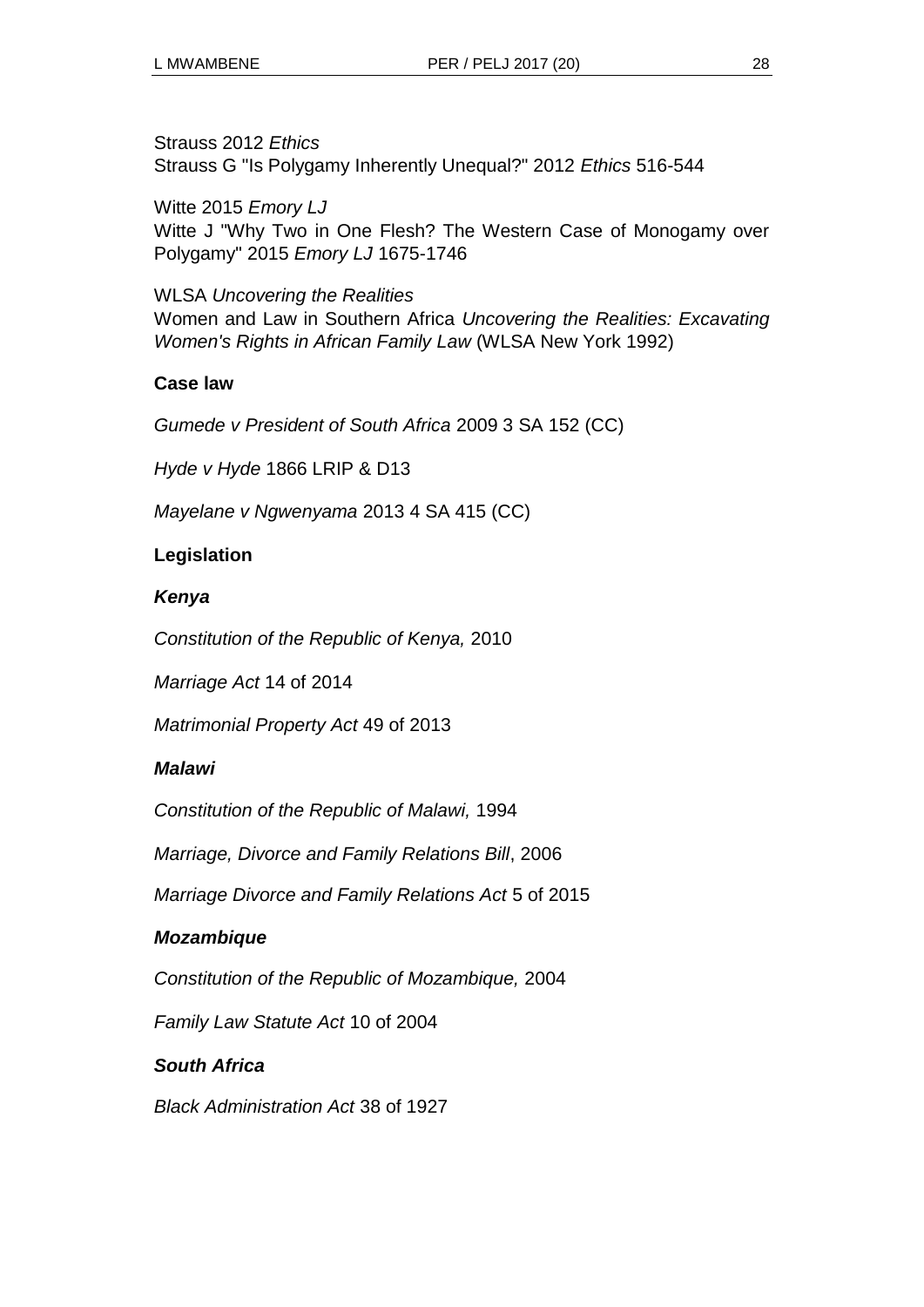Strauss 2012 *Ethics*
Strauss G "Is Polygamy Inherently Unequal?" 2012 *Ethics* 516-544

Witte 2015 *Emory LJ*
Witte J "Why Two in One Flesh? The Western Case of Monogamy over Polygamy" 2015 *Emory LJ* 1675-1746

WLSA *Uncovering the Realities*
Women and Law in Southern Africa *Uncovering the Realities: Excavating Women's Rights in African Family Law* (WLSA New York 1992)

## Case law

*Gumede v President of South Africa* 2009 3 SA 152 (CC)

*Hyde v Hyde* 1866 LRIP & D13

*Mayelane v Ngwenyama* 2013 4 SA 415 (CC)

## Legislation

### *Kenya*

*Constitution of the Republic of Kenya,* 2010

*Marriage Act* 14 of 2014

*Matrimonial Property Act* 49 of 2013

### *Malawi*

*Constitution of the Republic of Malawi,* 1994

*Marriage, Divorce and Family Relations Bill*, 2006

*Marriage Divorce and Family Relations Act* 5 of 2015

### *Mozambique*

*Constitution of the Republic of Mozambique,* 2004

*Family Law Statute Act* 10 of 2004

### *South Africa*

*Black Administration Act* 38 of 1927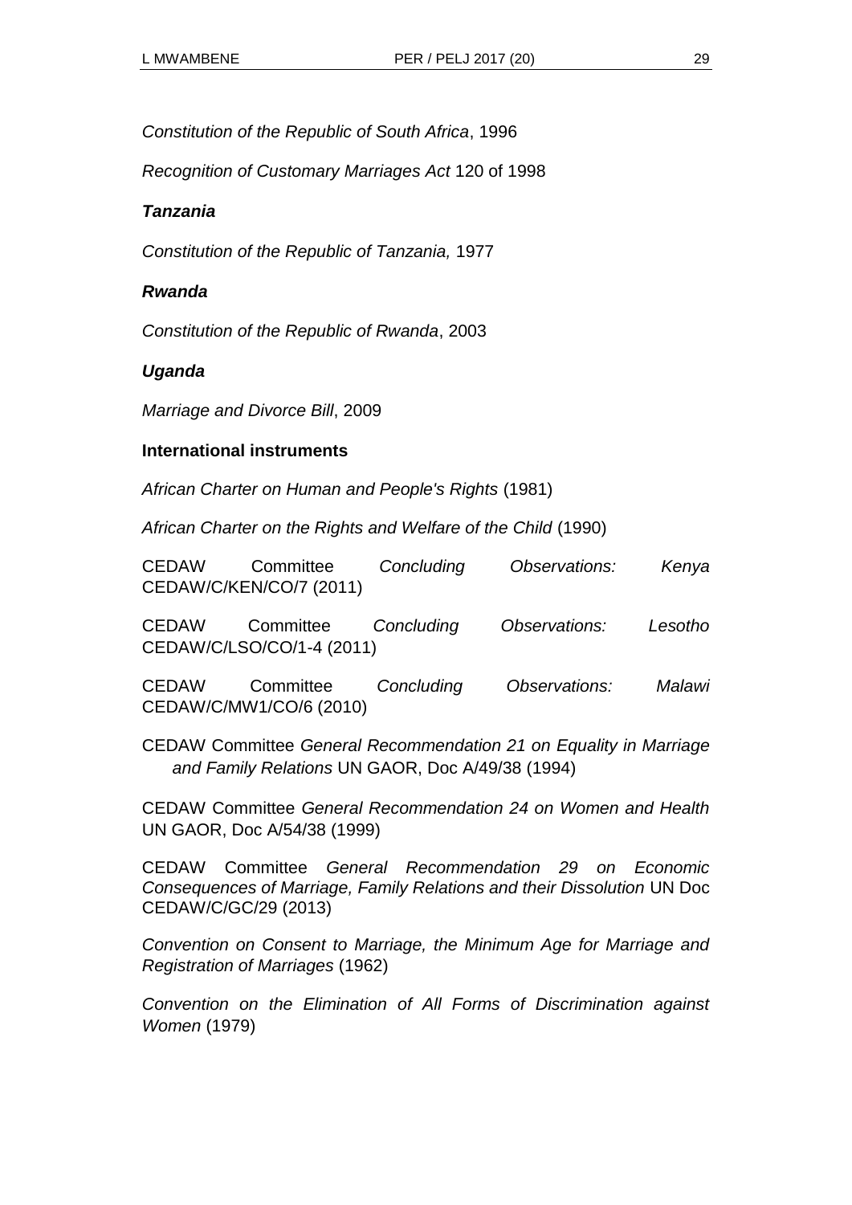*Constitution of the Republic of South Africa*, 1996

*Recognition of Customary Marriages Act* 120 of 1998

***Tanzania***

*Constitution of the Republic of Tanzania,* 1977

***Rwanda***

*Constitution of the Republic of Rwanda*, 2003

***Uganda***

*Marriage and Divorce Bill*, 2009

**International instruments**

*African Charter on Human and People's Rights* (1981)

*African Charter on the Rights and Welfare of the Child* (1990)

CEDAW Committee *Concluding Observations: Kenya* CEDAW/C/KEN/CO/7 (2011)

CEDAW Committee *Concluding Observations: Lesotho* CEDAW/C/LSO/CO/1-4 (2011)

CEDAW Committee *Concluding Observations: Malawi* CEDAW/C/MW1/CO/6 (2010)

CEDAW Committee *General Recommendation 21 on Equality in Marriage and Family Relations* UN GAOR, Doc A/49/38 (1994)

CEDAW Committee *General Recommendation 24 on Women and Health* UN GAOR, Doc A/54/38 (1999)

CEDAW Committee *General Recommendation 29 on Economic Consequences of Marriage, Family Relations and their Dissolution* UN Doc CEDAW/C/GC/29 (2013)

*Convention on Consent to Marriage, the Minimum Age for Marriage and Registration of Marriages* (1962)

*Convention on the Elimination of All Forms of Discrimination against Women* (1979)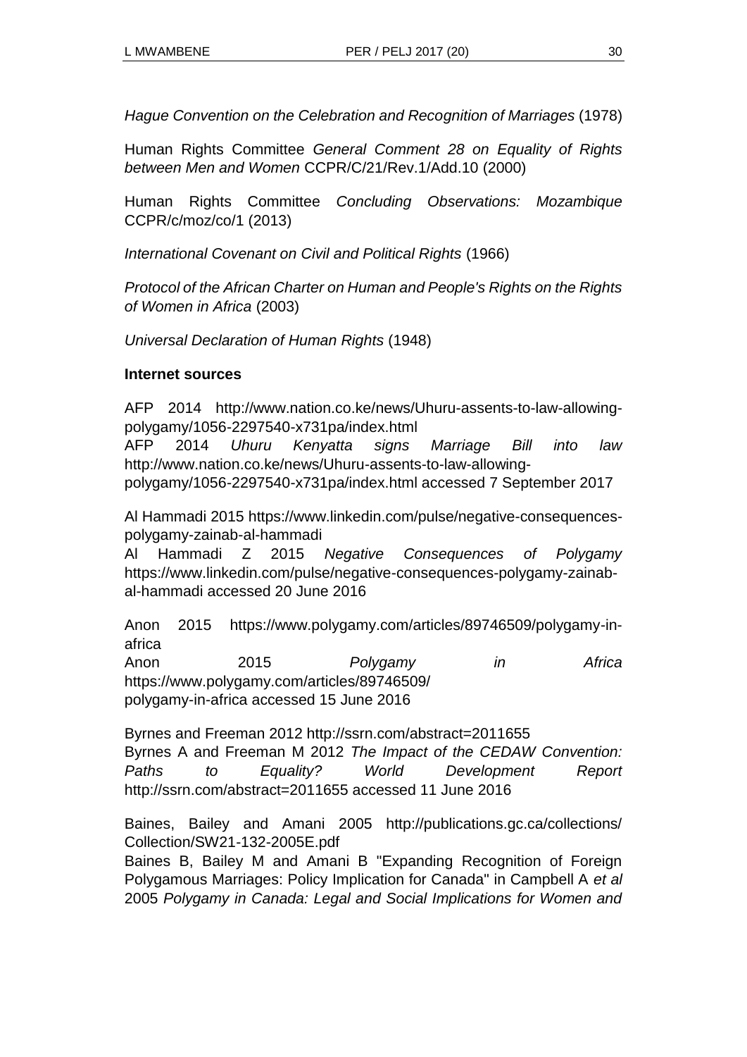*Hague Convention on the Celebration and Recognition of Marriages* (1978)

Human Rights Committee *General Comment 28 on Equality of Rights between Men and Women* CCPR/C/21/Rev.1/Add.10 (2000)

Human Rights Committee *Concluding Observations: Mozambique* CCPR/c/moz/co/1 (2013)

*International Covenant on Civil and Political Rights* (1966)

*Protocol of the African Charter on Human and People's Rights on the Rights of Women in Africa* (2003)

*Universal Declaration of Human Rights* (1948)

**Internet sources**

AFP 2014 http://www.nation.co.ke/news/Uhuru-assents-to-law-allowing-polygamy/1056-2297540-x731pa/index.html
AFP 2014 *Uhuru Kenyatta signs Marriage Bill into law* http://www.nation.co.ke/news/Uhuru-assents-to-law-allowing-polygamy/1056-2297540-x731pa/index.html accessed 7 September 2017

Al Hammadi 2015 https://www.linkedin.com/pulse/negative-consequences-polygamy-zainab-al-hammadi
Al Hammadi Z 2015 *Negative Consequences of Polygamy* https://www.linkedin.com/pulse/negative-consequences-polygamy-zainab-al-hammadi accessed 20 June 2016

Anon 2015 https://www.polygamy.com/articles/89746509/polygamy-in-africa
Anon 2015 *Polygamy in Africa* https://www.polygamy.com/articles/89746509/polygamy-in-africa accessed 15 June 2016

Byrnes and Freeman 2012 http://ssrn.com/abstract=2011655
Byrnes A and Freeman M 2012 *The Impact of the CEDAW Convention: Paths to Equality? World Development Report* http://ssrn.com/abstract=2011655 accessed 11 June 2016

Baines, Bailey and Amani 2005 http://publications.gc.ca/collections/Collection/SW21-132-2005E.pdf
Baines B, Bailey M and Amani B "Expanding Recognition of Foreign Polygamous Marriages: Policy Implication for Canada" in Campbell A *et al* 2005 *Polygamy in Canada: Legal and Social Implications for Women and*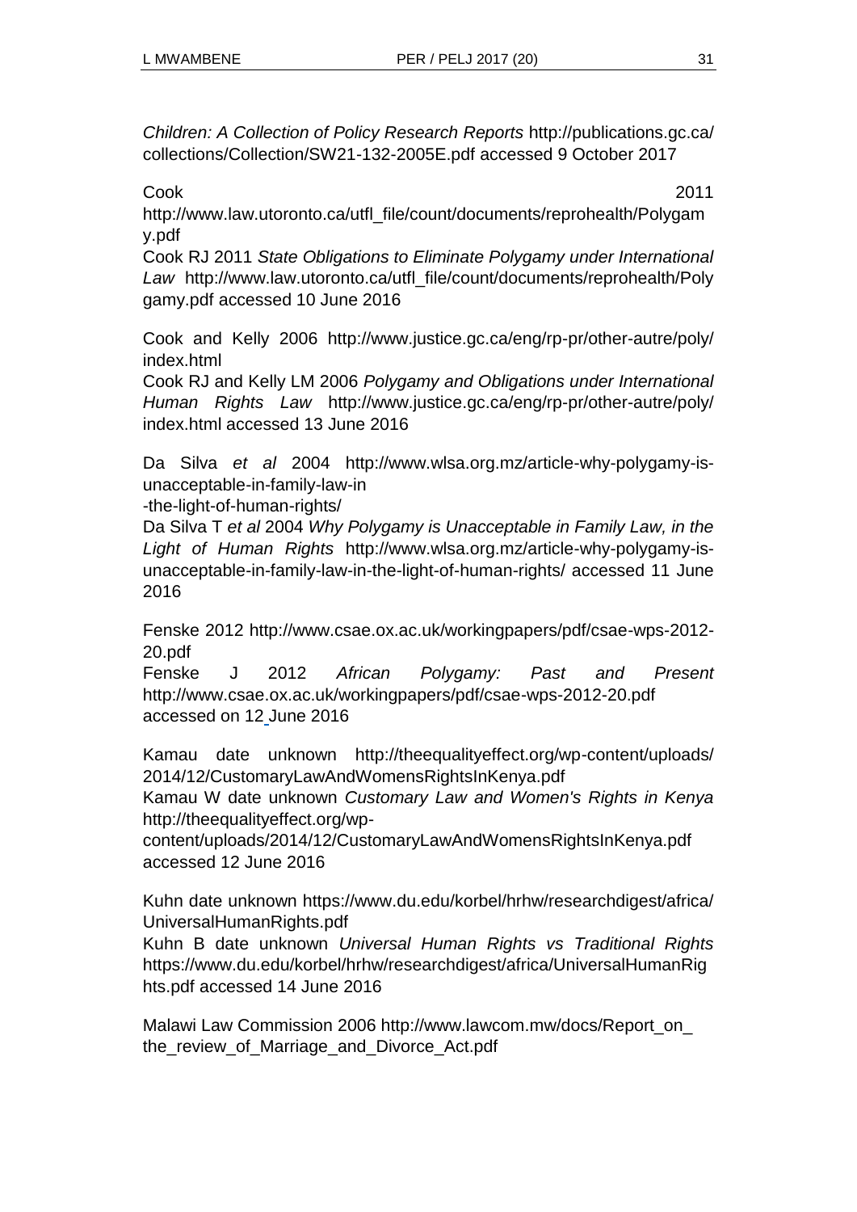*Children: A Collection of Policy Research Reports* http://publications.gc.ca/collections/Collection/SW21-132-2005E.pdf accessed 9 October 2017

Cook 2011 http://www.law.utoronto.ca/utfl_file/count/documents/reprohealth/Polygamy.pdf

Cook RJ 2011 *State Obligations to Eliminate Polygamy under International Law* http://www.law.utoronto.ca/utfl_file/count/documents/reprohealth/Polygamy.pdf accessed 10 June 2016

Cook and Kelly 2006 http://www.justice.gc.ca/eng/rp-pr/other-autre/poly/index.html

Cook RJ and Kelly LM 2006 *Polygamy and Obligations under International Human Rights Law* http://www.justice.gc.ca/eng/rp-pr/other-autre/poly/index.html accessed 13 June 2016

Da Silva *et al* 2004 http://www.wlsa.org.mz/article-why-polygamy-is-unacceptable-in-family-law-in-the-light-of-human-rights/

Da Silva T *et al* 2004 *Why Polygamy is Unacceptable in Family Law, in the Light of Human Rights* http://www.wlsa.org.mz/article-why-polygamy-is-unacceptable-in-family-law-in-the-light-of-human-rights/ accessed 11 June 2016

Fenske 2012 http://www.csae.ox.ac.uk/workingpapers/pdf/csae-wps-2012-20.pdf

Fenske J 2012 *African Polygamy: Past and Present* http://www.csae.ox.ac.uk/workingpapers/pdf/csae-wps-2012-20.pdf accessed on 12 June 2016

Kamau date unknown http://theequalityeffect.org/wp-content/uploads/2014/12/CustomaryLawAndWomensRightsInKenya.pdf

Kamau W date unknown *Customary Law and Women's Rights in Kenya* http://theequalityeffect.org/wp-content/uploads/2014/12/CustomaryLawAndWomensRightsInKenya.pdf accessed 12 June 2016

Kuhn date unknown https://www.du.edu/korbel/hrhw/researchdigest/africa/UniversalHumanRights.pdf

Kuhn B date unknown *Universal Human Rights vs Traditional Rights* https://www.du.edu/korbel/hrhw/researchdigest/africa/UniversalHumanRights.pdf accessed 14 June 2016

Malawi Law Commission 2006 http://www.lawcom.mw/docs/Report_on_the_review_of_Marriage_and_Divorce_Act.pdf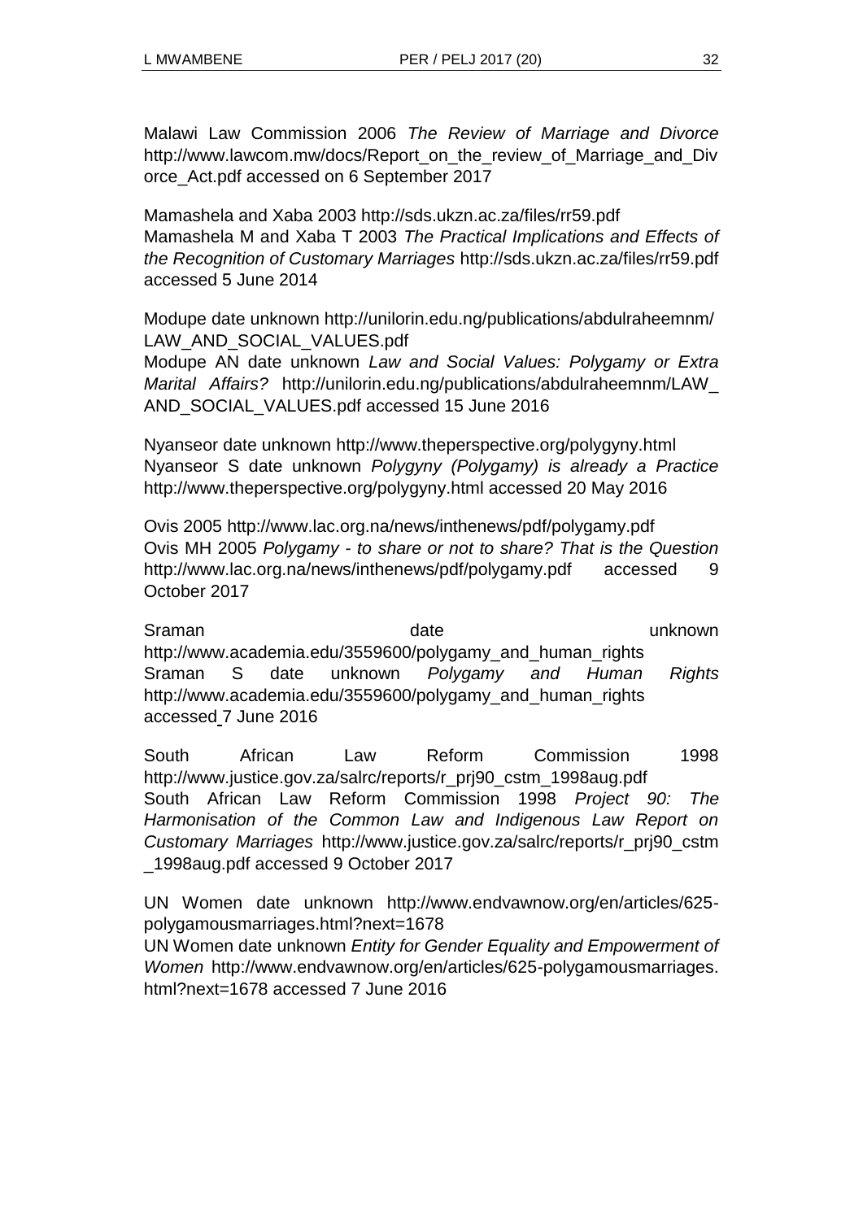Malawi Law Commission 2006 *The Review of Marriage and Divorce* http://www.lawcom.mw/docs/Report_on_the_review_of_Marriage_and_Divorce_Act.pdf accessed on 6 September 2017

Mamashela and Xaba 2003 http://sds.ukzn.ac.za/files/rr59.pdf
Mamashela M and Xaba T 2003 *The Practical Implications and Effects of the Recognition of Customary Marriages* http://sds.ukzn.ac.za/files/rr59.pdf accessed 5 June 2014

Modupe date unknown http://unilorin.edu.ng/publications/abdulraheemnm/LAW_AND_SOCIAL_VALUES.pdf
Modupe AN date unknown *Law and Social Values: Polygamy or Extra Marital Affairs?* http://unilorin.edu.ng/publications/abdulraheemnm/LAW_AND_SOCIAL_VALUES.pdf accessed 15 June 2016

Nyanseor date unknown http://www.theperspective.org/polygyny.html
Nyanseor S date unknown *Polygyny (Polygamy) is already a Practice* http://www.theperspective.org/polygyny.html accessed 20 May 2016

Ovis 2005 http://www.lac.org.na/news/inthenews/pdf/polygamy.pdf
Ovis MH 2005 *Polygamy - to share or not to share? That is the Question* http://www.lac.org.na/news/inthenews/pdf/polygamy.pdf accessed 9 October 2017

Sraman date unknown http://www.academia.edu/3559600/polygamy_and_human_rights
Sraman S date unknown *Polygamy and Human Rights* http://www.academia.edu/3559600/polygamy_and_human_rights accessed 7 June 2016

South African Law Reform Commission 1998 http://www.justice.gov.za/salrc/reports/r_prj90_cstm_1998aug.pdf
South African Law Reform Commission 1998 *Project 90: The Harmonisation of the Common Law and Indigenous Law Report on Customary Marriages* http://www.justice.gov.za/salrc/reports/r_prj90_cstm_1998aug.pdf accessed 9 October 2017

UN Women date unknown http://www.endvawnow.org/en/articles/625-polygamousmarriages.html?next=1678
UN Women date unknown *Entity for Gender Equality and Empowerment of Women* http://www.endvawnow.org/en/articles/625-polygamousmarriages.html?next=1678 accessed 7 June 2016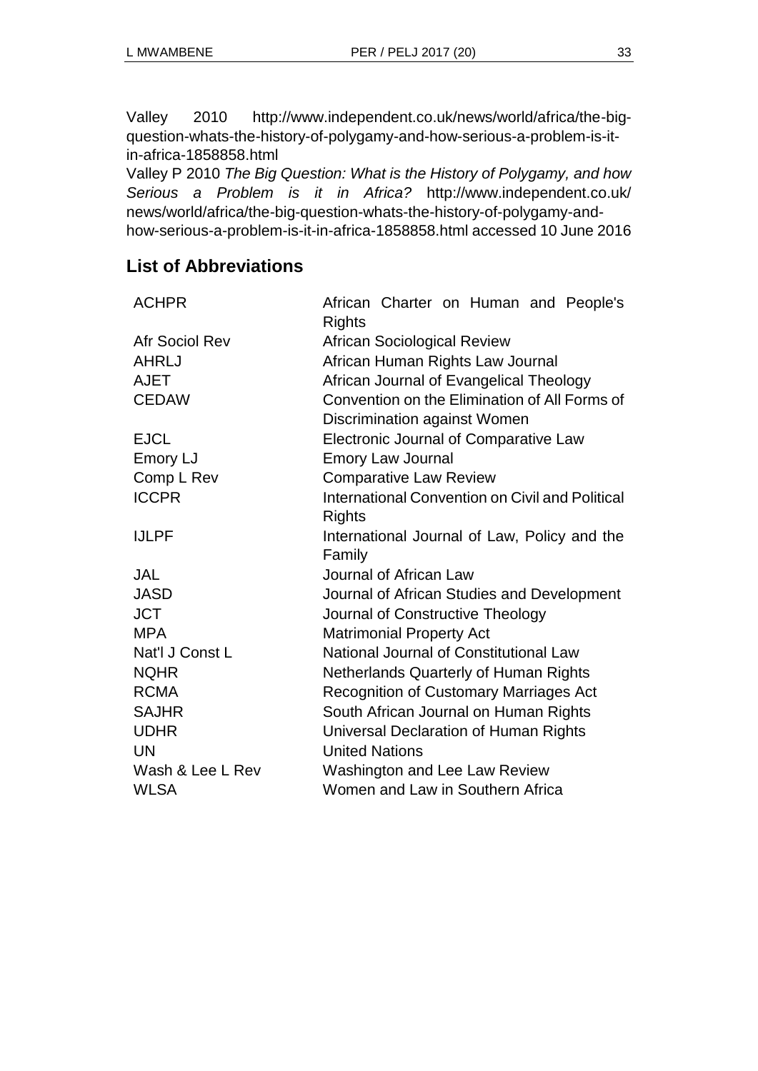Valley 2010 http://www.independent.co.uk/news/world/africa/the-big-question-whats-the-history-of-polygamy-and-how-serious-a-problem-is-it-in-africa-1858858.html

Valley P 2010 *The Big Question: What is the History of Polygamy, and how Serious a Problem is it in Africa?* http://www.independent.co.uk/news/world/africa/the-big-question-whats-the-history-of-polygamy-and-how-serious-a-problem-is-it-in-africa-1858858.html accessed 10 June 2016

## List of Abbreviations

| | |
|---|---|
| ACHPR | African Charter on Human and People's Rights |
| Afr Sociol Rev | African Sociological Review |
| AHRLJ | African Human Rights Law Journal |
| AJET | African Journal of Evangelical Theology |
| CEDAW | Convention on the Elimination of All Forms of Discrimination against Women |
| EJCL | Electronic Journal of Comparative Law |
| Emory LJ | Emory Law Journal |
| Comp L Rev | Comparative Law Review |
| ICCPR | International Convention on Civil and Political Rights |
| IJLPF | International Journal of Law, Policy and the Family |
| JAL | Journal of African Law |
| JASD | Journal of African Studies and Development |
| JCT | Journal of Constructive Theology |
| MPA | Matrimonial Property Act |
| Nat'l J Const L | National Journal of Constitutional Law |
| NQHR | Netherlands Quarterly of Human Rights |
| RCMA | Recognition of Customary Marriages Act |
| SAJHR | South African Journal on Human Rights |
| UDHR | Universal Declaration of Human Rights |
| UN | United Nations |
| Wash & Lee L Rev | Washington and Lee Law Review |
| WLSA | Women and Law in Southern Africa |